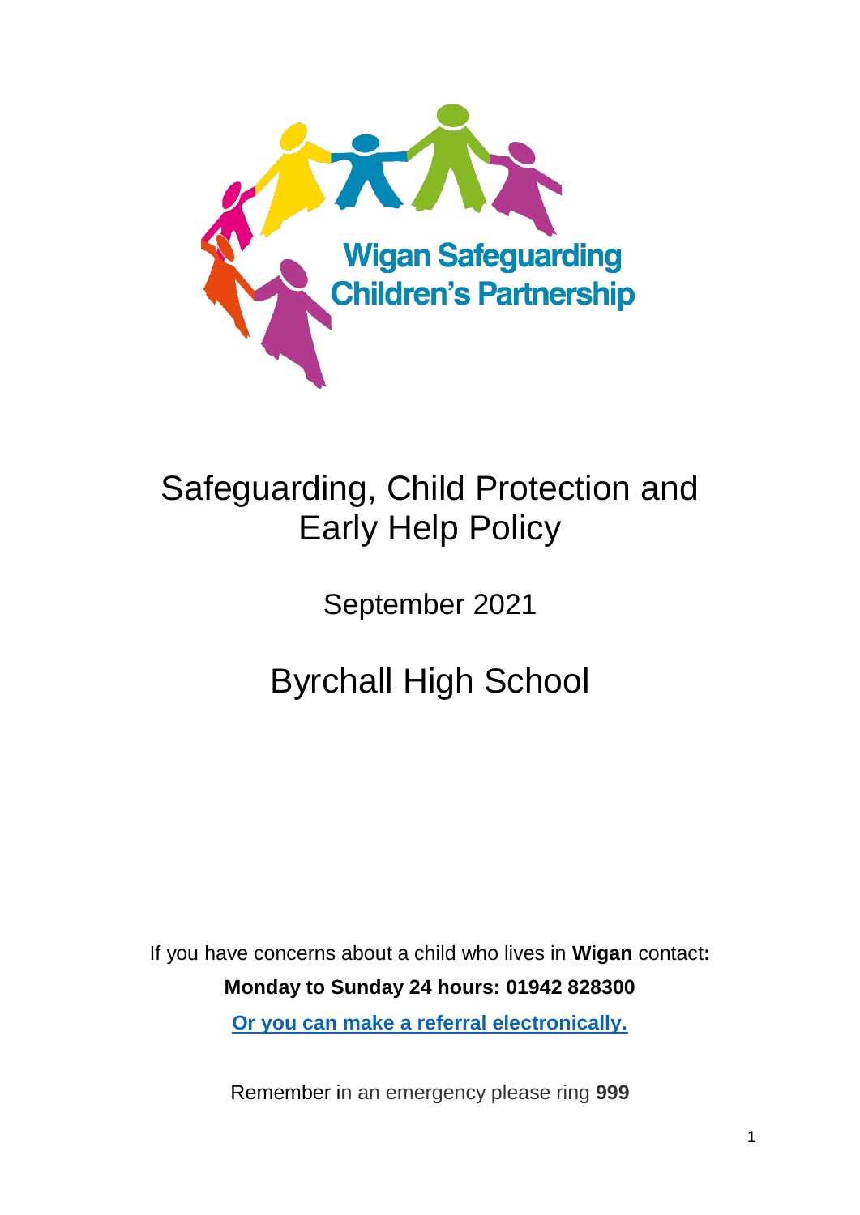Wigan Safeguarding Children's Partnership

# Safeguarding, Child Protection and Early Help Policy

September 2021

# Byrchall High School

If you have concerns about a child who lives in **Wigan** contact**:**

**Monday to Sunday 24 hours: 01942 828300**

**Or you can make a referral electronically.**

Remember in an emergency please ring **999**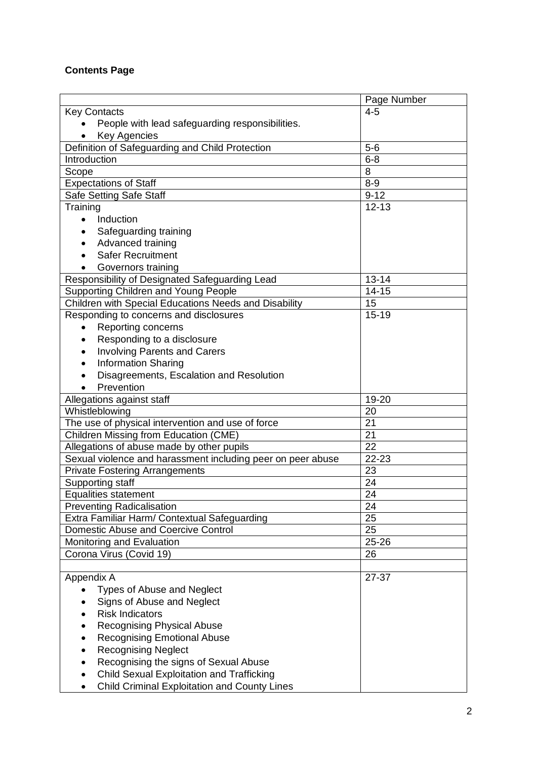**Contents Page**

| | Page Number |
|---|---|
| Key Contacts<br>• People with lead safeguarding responsibilities.<br>• Key Agencies | 4-5 |
| Definition of Safeguarding and Child Protection | 5-6 |
| Introduction | 6-8 |
| Scope | 8 |
| Expectations of Staff | 8-9 |
| Safe Setting Safe Staff | 9-12 |
| Training<br>• Induction<br>• Safeguarding training<br>• Advanced training<br>• Safer Recruitment<br>• Governors training | 12-13 |
| Responsibility of Designated Safeguarding Lead | 13-14 |
| Supporting Children and Young People | 14-15 |
| Children with Special Educations Needs and Disability | 15 |
| Responding to concerns and disclosures<br>• Reporting concerns<br>• Responding to a disclosure<br>• Involving Parents and Carers<br>• Information Sharing<br>• Disagreements, Escalation and Resolution<br>• Prevention | 15-19 |
| Allegations against staff | 19-20 |
| Whistleblowing | 20 |
| The use of physical intervention and use of force | 21 |
| Children Missing from Education (CME) | 21 |
| Allegations of abuse made by other pupils | 22 |
| Sexual violence and harassment including peer on peer abuse | 22-23 |
| Private Fostering Arrangements | 23 |
| Supporting staff | 24 |
| Equalities statement | 24 |
| Preventing Radicalisation | 24 |
| Extra Familiar Harm/ Contextual Safeguarding | 25 |
| Domestic Abuse and Coercive Control | 25 |
| Monitoring and Evaluation | 25-26 |
| Corona Virus (Covid 19) | 26 |
| | |
| Appendix A<br>• Types of Abuse and Neglect<br>• Signs of Abuse and Neglect<br>• Risk Indicators<br>• Recognising Physical Abuse<br>• Recognising Emotional Abuse<br>• Recognising Neglect<br>• Recognising the signs of Sexual Abuse<br>• Child Sexual Exploitation and Trafficking<br>• Child Criminal Exploitation and County Lines | 27-37 |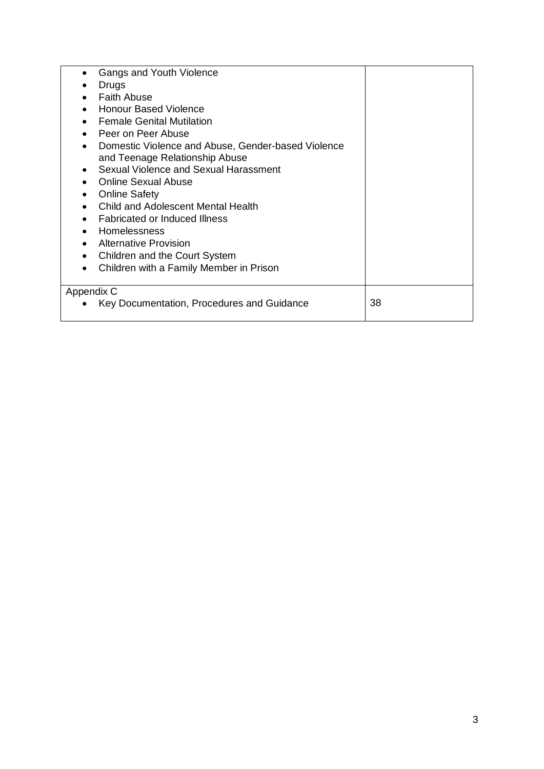| | |
|---|---|
| • Gangs and Youth Violence<br>• Drugs<br>• Faith Abuse<br>• Honour Based Violence<br>• Female Genital Mutilation<br>• Peer on Peer Abuse<br>• Domestic Violence and Abuse, Gender-based Violence and Teenage Relationship Abuse<br>• Sexual Violence and Sexual Harassment<br>• Online Sexual Abuse<br>• Online Safety<br>• Child and Adolescent Mental Health<br>• Fabricated or Induced Illness<br>• Homelessness<br>• Alternative Provision<br>• Children and the Court System<br>• Children with a Family Member in Prison | |
| Appendix C<br>• Key Documentation, Procedures and Guidance | 38 |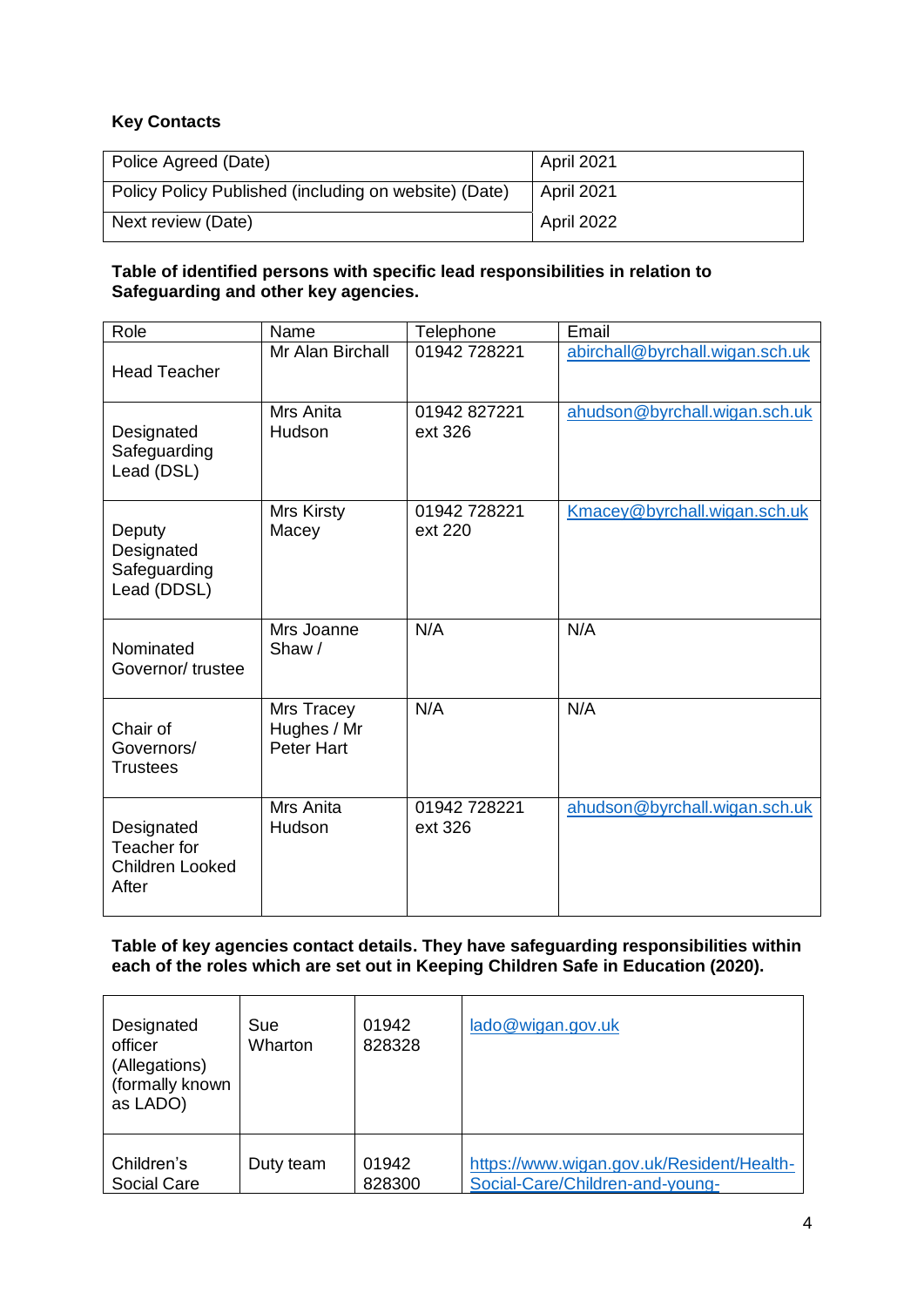**Key Contacts**

| Police Agreed (Date) | April 2021 |
|---|---|
| Policy Policy Published (including on website) (Date) | April 2021 |
| Next review (Date) | April 2022 |

**Table of identified persons with specific lead responsibilities in relation to Safeguarding and other key agencies.**

| Role | Name | Telephone | Email |
|---|---|---|---|
| Head Teacher | Mr Alan Birchall | 01942 728221 | abirchall@byrchall.wigan.sch.uk |
| Designated Safeguarding Lead (DSL) | Mrs Anita Hudson | 01942 827221 ext 326 | ahudson@byrchall.wigan.sch.uk |
| Deputy Designated Safeguarding Lead (DDSL) | Mrs Kirsty Macey | 01942 728221 ext 220 | Kmacey@byrchall.wigan.sch.uk |
| Nominated Governor/ trustee | Mrs Joanne Shaw / | N/A | N/A |
| Chair of Governors/ Trustees | Mrs Tracey Hughes / Mr Peter Hart | N/A | N/A |
| Designated Teacher for Children Looked After | Mrs Anita Hudson | 01942 728221 ext 326 | ahudson@byrchall.wigan.sch.uk |

**Table of key agencies contact details. They have safeguarding responsibilities within each of the roles which are set out in Keeping Children Safe in Education (2020).**

| | | | |
|---|---|---|---|
| Designated officer (Allegations) (formally known as LADO) | Sue Wharton | 01942 828328 | lado@wigan.gov.uk |
| Children's Social Care | Duty team | 01942 828300 | https://www.wigan.gov.uk/Resident/Health-Social-Care/Children-and-young- |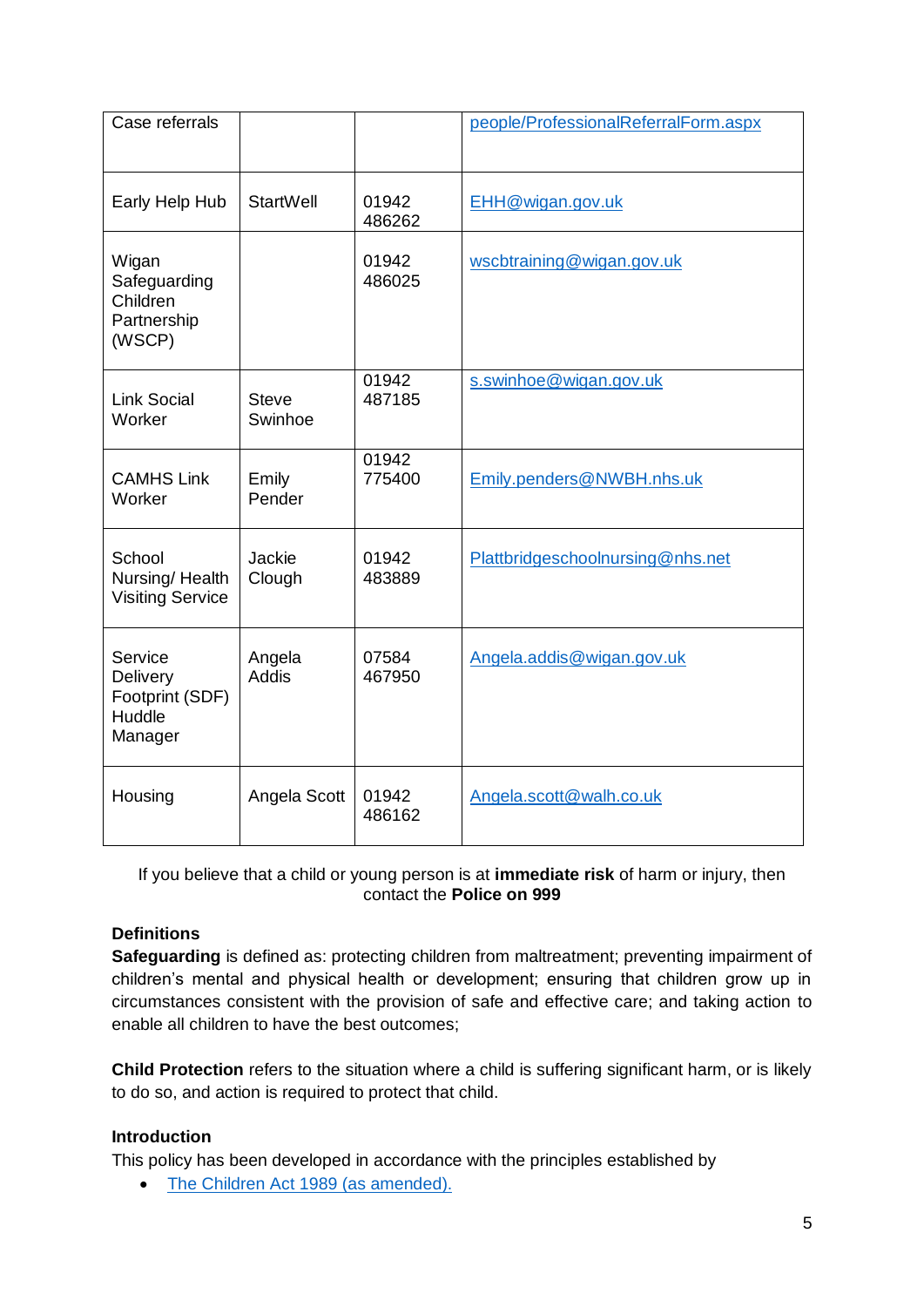| Case referrals | | | people/ProfessionalReferralForm.aspx |
|---|---|---|---|
| Early Help Hub | StartWell | 01942 486262 | EHH@wigan.gov.uk |
| Wigan Safeguarding Children Partnership (WSCP) | | 01942 486025 | wscbtraining@wigan.gov.uk |
| Link Social Worker | Steve Swinhoe | 01942 487185 | s.swinhoe@wigan.gov.uk |
| CAMHS Link Worker | Emily Pender | 01942 775400 | Emily.penders@NWBH.nhs.uk |
| School Nursing/ Health Visiting Service | Jackie Clough | 01942 483889 | Plattbridgeschoolnursing@nhs.net |
| Service Delivery Footprint (SDF) Huddle Manager | Angela Addis | 07584 467950 | Angela.addis@wigan.gov.uk |
| Housing | Angela Scott | 01942 486162 | Angela.scott@walh.co.uk |

If you believe that a child or young person is at **immediate risk** of harm or injury, then contact the **Police on 999**

**Definitions**

**Safeguarding** is defined as: protecting children from maltreatment; preventing impairment of children's mental and physical health or development; ensuring that children grow up in circumstances consistent with the provision of safe and effective care; and taking action to enable all children to have the best outcomes;

**Child Protection** refers to the situation where a child is suffering significant harm, or is likely to do so, and action is required to protect that child.

**Introduction**

This policy has been developed in accordance with the principles established by

- The Children Act 1989 (as amended).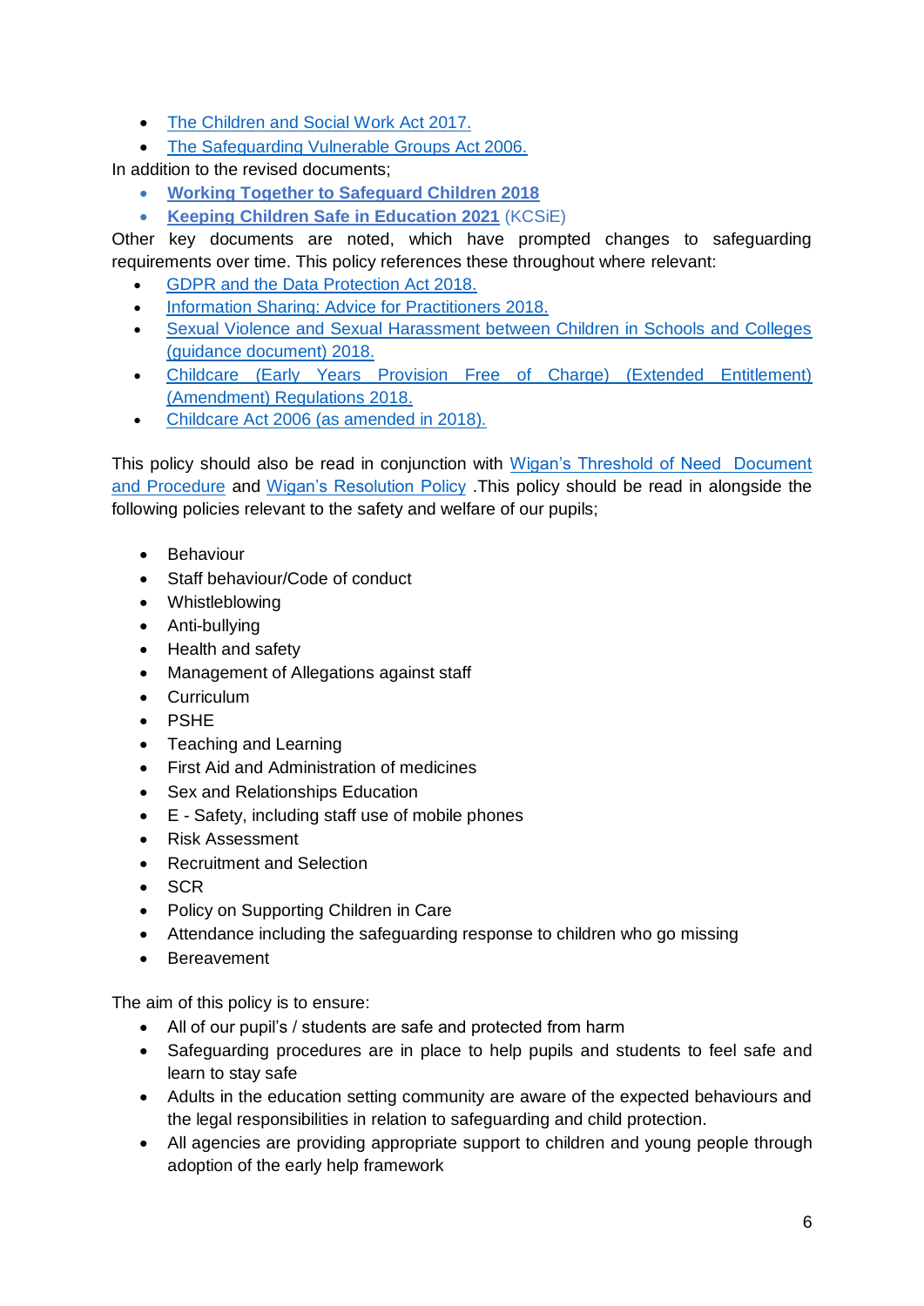- The Children and Social Work Act 2017.
- The Safeguarding Vulnerable Groups Act 2006.

In addition to the revised documents;

- **Working Together to Safeguard Children 2018**
- **Keeping Children Safe in Education 2021** (KCSiE)

Other key documents are noted, which have prompted changes to safeguarding requirements over time. This policy references these throughout where relevant:

- GDPR and the Data Protection Act 2018.
- Information Sharing: Advice for Practitioners 2018.
- Sexual Violence and Sexual Harassment between Children in Schools and Colleges (guidance document) 2018.
- Childcare (Early Years Provision Free of Charge) (Extended Entitlement) (Amendment) Regulations 2018.
- Childcare Act 2006 (as amended in 2018).

This policy should also be read in conjunction with Wigan's Threshold of Need Document and Procedure and Wigan's Resolution Policy .This policy should be read in alongside the following policies relevant to the safety and welfare of our pupils;

- Behaviour
- Staff behaviour/Code of conduct
- Whistleblowing
- Anti-bullying
- Health and safety
- Management of Allegations against staff
- Curriculum
- PSHE
- Teaching and Learning
- First Aid and Administration of medicines
- Sex and Relationships Education
- E - Safety, including staff use of mobile phones
- Risk Assessment
- Recruitment and Selection
- SCR
- Policy on Supporting Children in Care
- Attendance including the safeguarding response to children who go missing
- Bereavement

The aim of this policy is to ensure:

- All of our pupil's / students are safe and protected from harm
- Safeguarding procedures are in place to help pupils and students to feel safe and learn to stay safe
- Adults in the education setting community are aware of the expected behaviours and the legal responsibilities in relation to safeguarding and child protection.
- All agencies are providing appropriate support to children and young people through adoption of the early help framework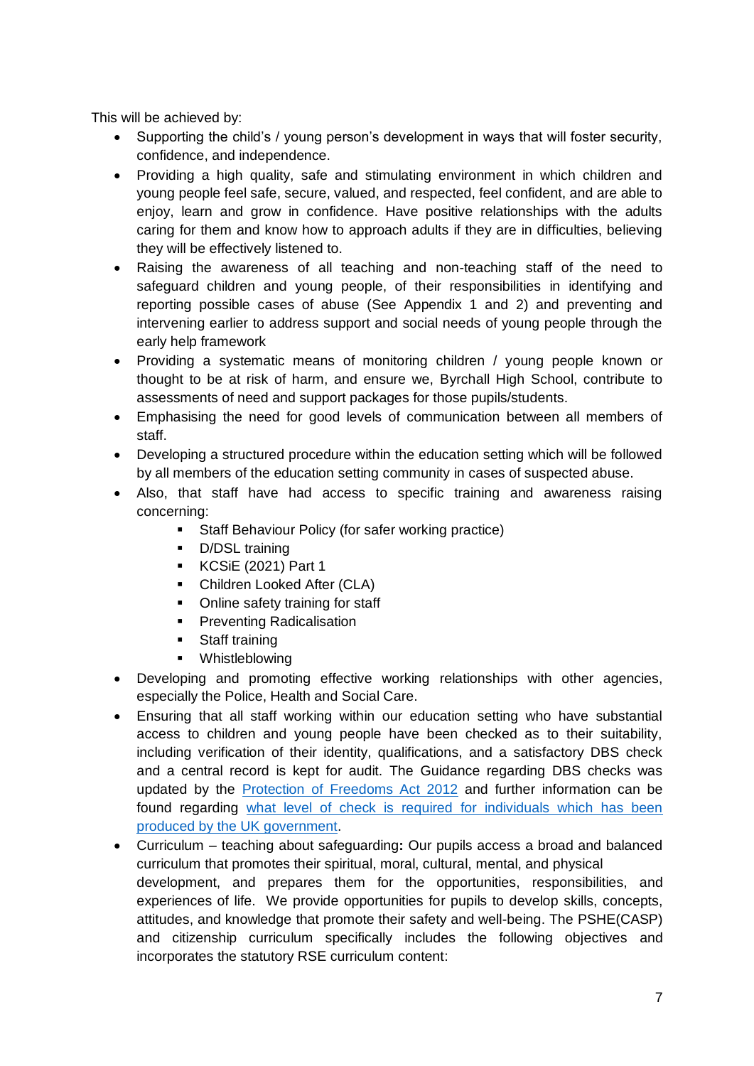This will be achieved by:

- Supporting the child's / young person's development in ways that will foster security, confidence, and independence.
- Providing a high quality, safe and stimulating environment in which children and young people feel safe, secure, valued, and respected, feel confident, and are able to enjoy, learn and grow in confidence. Have positive relationships with the adults caring for them and know how to approach adults if they are in difficulties, believing they will be effectively listened to.
- Raising the awareness of all teaching and non-teaching staff of the need to safeguard children and young people, of their responsibilities in identifying and reporting possible cases of abuse (See Appendix 1 and 2) and preventing and intervening earlier to address support and social needs of young people through the early help framework
- Providing a systematic means of monitoring children / young people known or thought to be at risk of harm, and ensure we, Byrchall High School, contribute to assessments of need and support packages for those pupils/students.
- Emphasising the need for good levels of communication between all members of staff.
- Developing a structured procedure within the education setting which will be followed by all members of the education setting community in cases of suspected abuse.
- Also, that staff have had access to specific training and awareness raising concerning:
    - Staff Behaviour Policy (for safer working practice)
    - D/DSL training
    - KCSiE (2021) Part 1
    - Children Looked After (CLA)
    - Online safety training for staff
    - Preventing Radicalisation
    - Staff training
    - Whistleblowing
- Developing and promoting effective working relationships with other agencies, especially the Police, Health and Social Care.
- Ensuring that all staff working within our education setting who have substantial access to children and young people have been checked as to their suitability, including verification of their identity, qualifications, and a satisfactory DBS check and a central record is kept for audit. The Guidance regarding DBS checks was updated by the Protection of Freedoms Act 2012 and further information can be found regarding what level of check is required for individuals which has been produced by the UK government.
- Curriculum – teaching about safeguarding**:** Our pupils access a broad and balanced curriculum that promotes their spiritual, moral, cultural, mental, and physical development, and prepares them for the opportunities, responsibilities, and experiences of life. We provide opportunities for pupils to develop skills, concepts, attitudes, and knowledge that promote their safety and well-being. The PSHE(CASP) and citizenship curriculum specifically includes the following objectives and incorporates the statutory RSE curriculum content: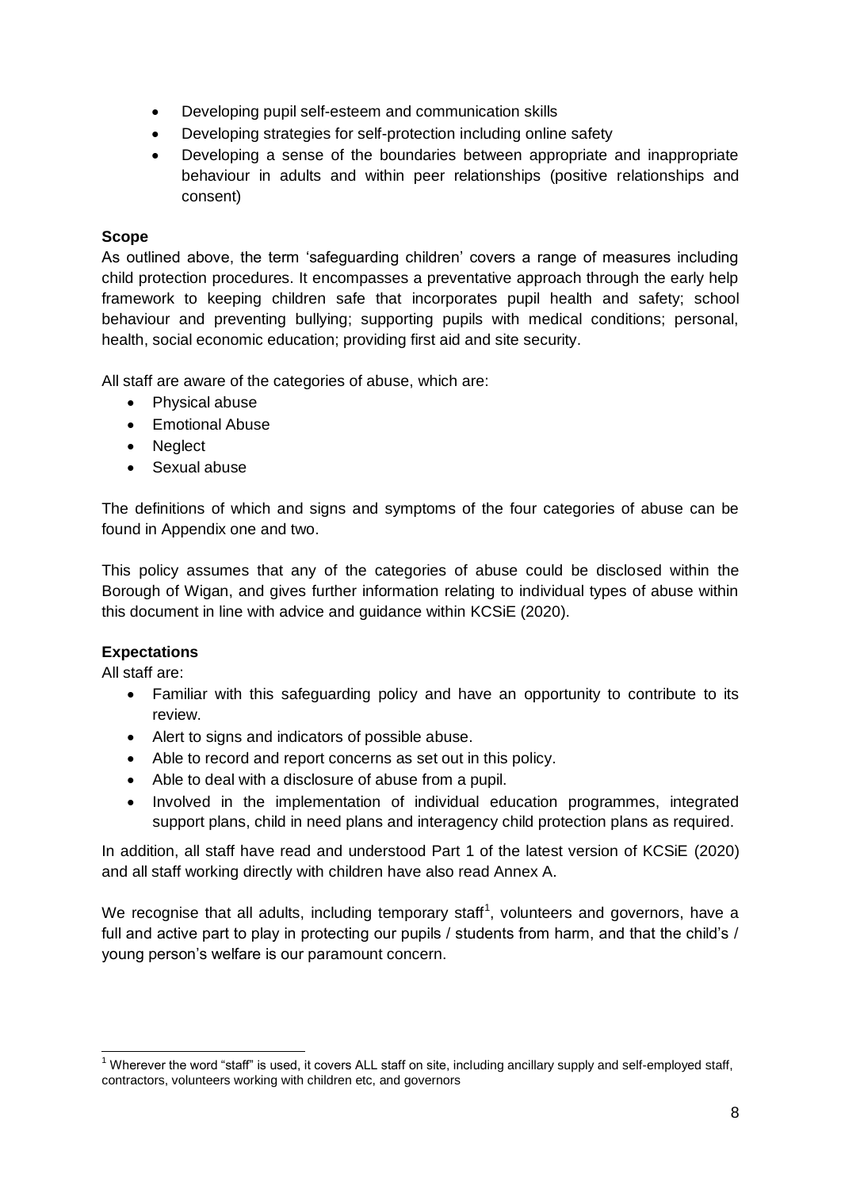- Developing pupil self-esteem and communication skills
- Developing strategies for self-protection including online safety
- Developing a sense of the boundaries between appropriate and inappropriate behaviour in adults and within peer relationships (positive relationships and consent)

**Scope**

As outlined above, the term 'safeguarding children' covers a range of measures including child protection procedures. It encompasses a preventative approach through the early help framework to keeping children safe that incorporates pupil health and safety; school behaviour and preventing bullying; supporting pupils with medical conditions; personal, health, social economic education; providing first aid and site security.

All staff are aware of the categories of abuse, which are:

- Physical abuse
- Emotional Abuse
- Neglect
- Sexual abuse

The definitions of which and signs and symptoms of the four categories of abuse can be found in Appendix one and two.

This policy assumes that any of the categories of abuse could be disclosed within the Borough of Wigan, and gives further information relating to individual types of abuse within this document in line with advice and guidance within KCSiE (2020).

**Expectations**

All staff are:

- Familiar with this safeguarding policy and have an opportunity to contribute to its review.
- Alert to signs and indicators of possible abuse.
- Able to record and report concerns as set out in this policy.
- Able to deal with a disclosure of abuse from a pupil.
- Involved in the implementation of individual education programmes, integrated support plans, child in need plans and interagency child protection plans as required.

In addition, all staff have read and understood Part 1 of the latest version of KCSiE (2020) and all staff working directly with children have also read Annex A.

We recognise that all adults, including temporary staff[1], volunteers and governors, have a full and active part to play in protecting our pupils / students from harm, and that the child's / young person's welfare is our paramount concern.

---

[1] Wherever the word "staff" is used, it covers ALL staff on site, including ancillary supply and self-employed staff, contractors, volunteers working with children etc, and governors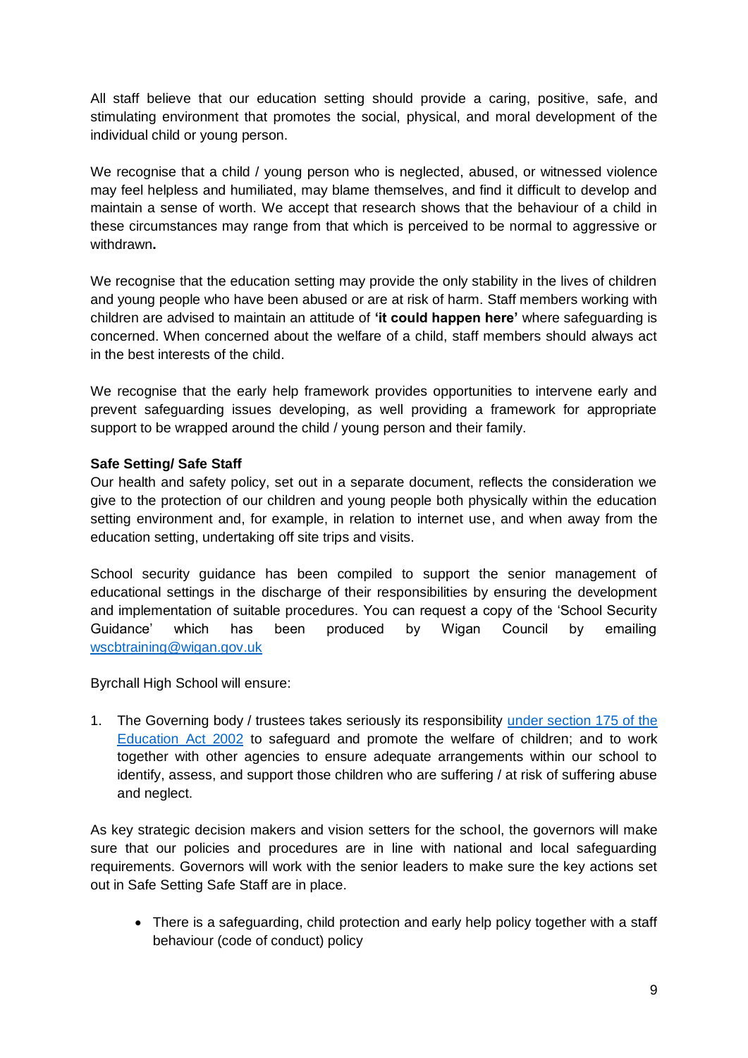All staff believe that our education setting should provide a caring, positive, safe, and stimulating environment that promotes the social, physical, and moral development of the individual child or young person.

We recognise that a child / young person who is neglected, abused, or witnessed violence may feel helpless and humiliated, may blame themselves, and find it difficult to develop and maintain a sense of worth. We accept that research shows that the behaviour of a child in these circumstances may range from that which is perceived to be normal to aggressive or withdrawn**.**

We recognise that the education setting may provide the only stability in the lives of children and young people who have been abused or are at risk of harm. Staff members working with children are advised to maintain an attitude of **'it could happen here'** where safeguarding is concerned. When concerned about the welfare of a child, staff members should always act in the best interests of the child.

We recognise that the early help framework provides opportunities to intervene early and prevent safeguarding issues developing, as well providing a framework for appropriate support to be wrapped around the child / young person and their family.

**Safe Setting/ Safe Staff**

Our health and safety policy, set out in a separate document, reflects the consideration we give to the protection of our children and young people both physically within the education setting environment and, for example, in relation to internet use, and when away from the education setting, undertaking off site trips and visits.

School security guidance has been compiled to support the senior management of educational settings in the discharge of their responsibilities by ensuring the development and implementation of suitable procedures. You can request a copy of the 'School Security Guidance' which has been produced by Wigan Council by emailing [wscbtraining@wigan.gov.uk](mailto:wscbtraining@wigan.gov.uk)

Byrchall High School will ensure:

1. The Governing body / trustees takes seriously its responsibility [under section 175 of the Education Act 2002](#) to safeguard and promote the welfare of children; and to work together with other agencies to ensure adequate arrangements within our school to identify, assess, and support those children who are suffering / at risk of suffering abuse and neglect.

As key strategic decision makers and vision setters for the school, the governors will make sure that our policies and procedures are in line with national and local safeguarding requirements. Governors will work with the senior leaders to make sure the key actions set out in Safe Setting Safe Staff are in place.

- There is a safeguarding, child protection and early help policy together with a staff behaviour (code of conduct) policy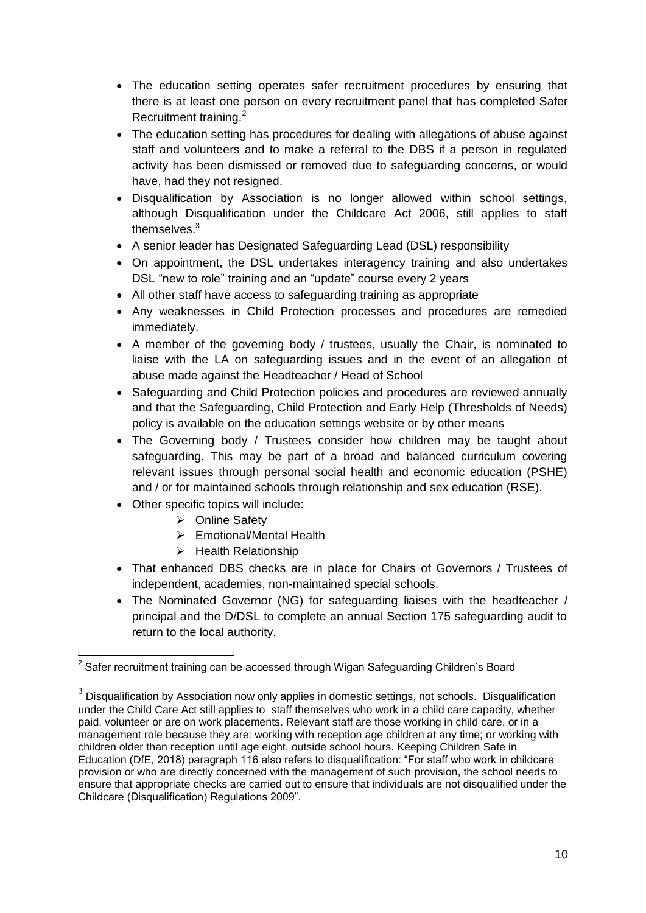- The education setting operates safer recruitment procedures by ensuring that there is at least one person on every recruitment panel that has completed Safer Recruitment training.[2]
- The education setting has procedures for dealing with allegations of abuse against staff and volunteers and to make a referral to the DBS if a person in regulated activity has been dismissed or removed due to safeguarding concerns, or would have, had they not resigned.
- Disqualification by Association is no longer allowed within school settings, although Disqualification under the Childcare Act 2006, still applies to staff themselves.[3]
- A senior leader has Designated Safeguarding Lead (DSL) responsibility
- On appointment, the DSL undertakes interagency training and also undertakes DSL "new to role" training and an "update" course every 2 years
- All other staff have access to safeguarding training as appropriate
- Any weaknesses in Child Protection processes and procedures are remedied immediately.
- A member of the governing body / trustees, usually the Chair, is nominated to liaise with the LA on safeguarding issues and in the event of an allegation of abuse made against the Headteacher / Head of School
- Safeguarding and Child Protection policies and procedures are reviewed annually and that the Safeguarding, Child Protection and Early Help (Thresholds of Needs) policy is available on the education settings website or by other means
- The Governing body / Trustees consider how children may be taught about safeguarding. This may be part of a broad and balanced curriculum covering relevant issues through personal social health and economic education (PSHE) and / or for maintained schools through relationship and sex education (RSE).
- Other specific topics will include:
  - Online Safety
  - Emotional/Mental Health
  - Health Relationship
- That enhanced DBS checks are in place for Chairs of Governors / Trustees of independent, academies, non-maintained special schools.
- The Nominated Governor (NG) for safeguarding liaises with the headteacher / principal and the D/DSL to complete an annual Section 175 safeguarding audit to return to the local authority.

---

[2] Safer recruitment training can be accessed through Wigan Safeguarding Children's Board

[3] Disqualification by Association now only applies in domestic settings, not schools. Disqualification under the Child Care Act still applies to staff themselves who work in a child care capacity, whether paid, volunteer or are on work placements. Relevant staff are those working in child care, or in a management role because they are: working with reception age children at any time; or working with children older than reception until age eight, outside school hours. Keeping Children Safe in Education (DfE, 2018) paragraph 116 also refers to disqualification: "For staff who work in childcare provision or who are directly concerned with the management of such provision, the school needs to ensure that appropriate checks are carried out to ensure that individuals are not disqualified under the Childcare (Disqualification) Regulations 2009".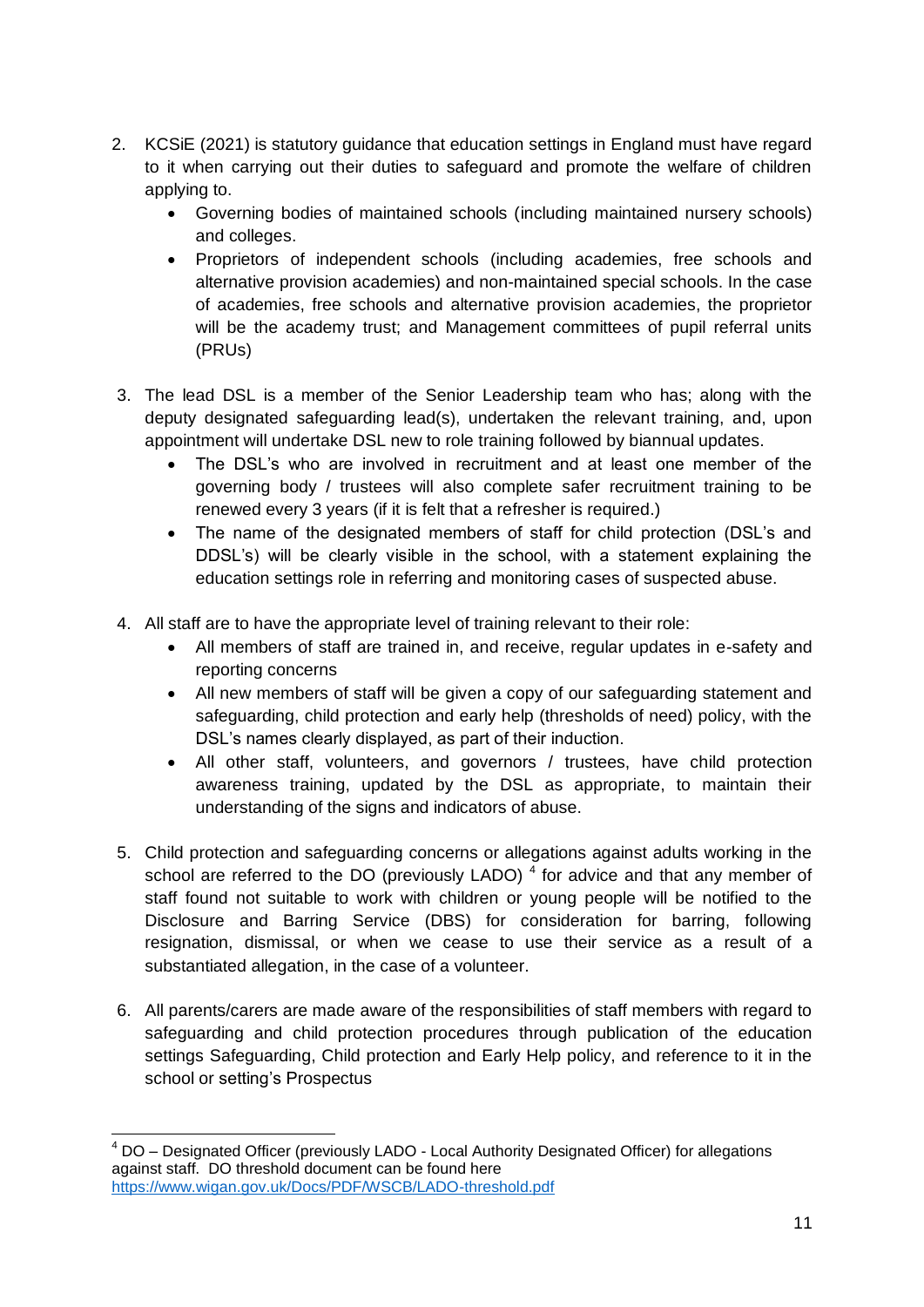2. KCSiE (2021) is statutory guidance that education settings in England must have regard to it when carrying out their duties to safeguard and promote the welfare of children applying to.
    - Governing bodies of maintained schools (including maintained nursery schools) and colleges.
    - Proprietors of independent schools (including academies, free schools and alternative provision academies) and non-maintained special schools. In the case of academies, free schools and alternative provision academies, the proprietor will be the academy trust; and Management committees of pupil referral units (PRUs)

3. The lead DSL is a member of the Senior Leadership team who has; along with the deputy designated safeguarding lead(s), undertaken the relevant training, and, upon appointment will undertake DSL new to role training followed by biannual updates.
    - The DSL's who are involved in recruitment and at least one member of the governing body / trustees will also complete safer recruitment training to be renewed every 3 years (if it is felt that a refresher is required.)
    - The name of the designated members of staff for child protection (DSL's and DDSL's) will be clearly visible in the school, with a statement explaining the education settings role in referring and monitoring cases of suspected abuse.

4. All staff are to have the appropriate level of training relevant to their role:
    - All members of staff are trained in, and receive, regular updates in e-safety and reporting concerns
    - All new members of staff will be given a copy of our safeguarding statement and safeguarding, child protection and early help (thresholds of need) policy, with the DSL's names clearly displayed, as part of their induction.
    - All other staff, volunteers, and governors / trustees, have child protection awareness training, updated by the DSL as appropriate, to maintain their understanding of the signs and indicators of abuse.

5. Child protection and safeguarding concerns or allegations against adults working in the school are referred to the DO (previously LADO) [4] for advice and that any member of staff found not suitable to work with children or young people will be notified to the Disclosure and Barring Service (DBS) for consideration for barring, following resignation, dismissal, or when we cease to use their service as a result of a substantiated allegation, in the case of a volunteer.

6. All parents/carers are made aware of the responsibilities of staff members with regard to safeguarding and child protection procedures through publication of the education settings Safeguarding, Child protection and Early Help policy, and reference to it in the school or setting's Prospectus

---

[4] DO – Designated Officer (previously LADO - Local Authority Designated Officer) for allegations against staff. DO threshold document can be found here https://www.wigan.gov.uk/Docs/PDF/WSCB/LADO-threshold.pdf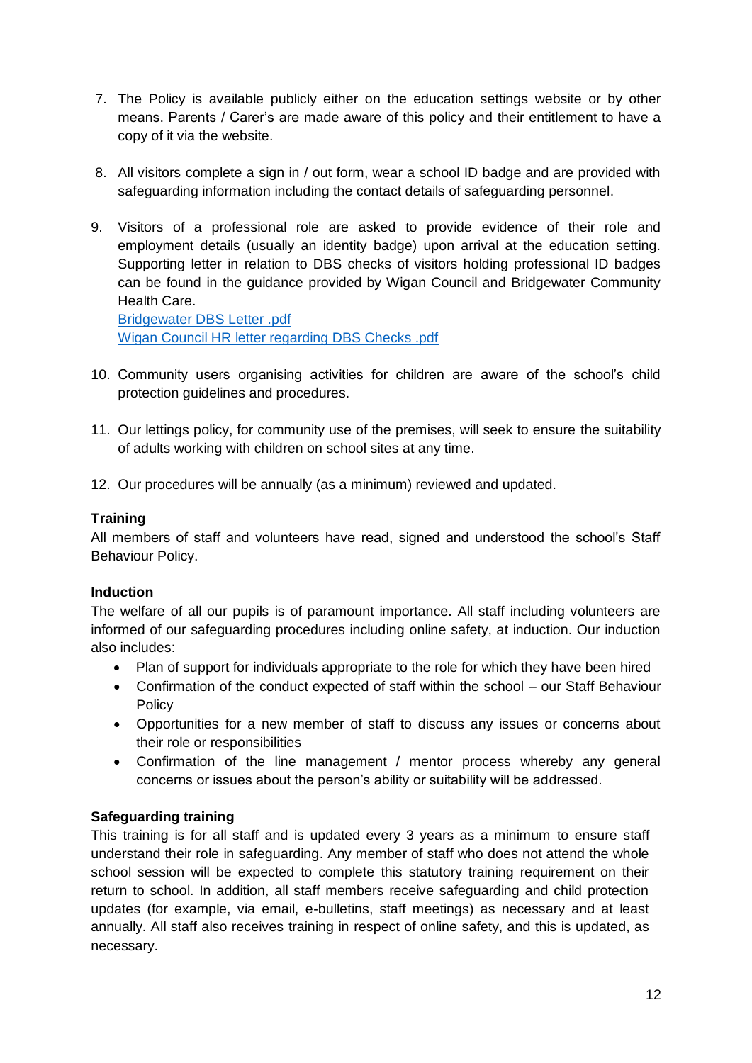7. The Policy is available publicly either on the education settings website or by other means. Parents / Carer's are made aware of this policy and their entitlement to have a copy of it via the website.

8. All visitors complete a sign in / out form, wear a school ID badge and are provided with safeguarding information including the contact details of safeguarding personnel.

9. Visitors of a professional role are asked to provide evidence of their role and employment details (usually an identity badge) upon arrival at the education setting. Supporting letter in relation to DBS checks of visitors holding professional ID badges can be found in the guidance provided by Wigan Council and Bridgewater Community Health Care.
   Bridgewater DBS Letter .pdf
   Wigan Council HR letter regarding DBS Checks .pdf

10. Community users organising activities for children are aware of the school's child protection guidelines and procedures.

11. Our lettings policy, for community use of the premises, will seek to ensure the suitability of adults working with children on school sites at any time.

12. Our procedures will be annually (as a minimum) reviewed and updated.

**Training**

All members of staff and volunteers have read, signed and understood the school's Staff Behaviour Policy.

**Induction**

The welfare of all our pupils is of paramount importance. All staff including volunteers are informed of our safeguarding procedures including online safety, at induction. Our induction also includes:

- Plan of support for individuals appropriate to the role for which they have been hired
- Confirmation of the conduct expected of staff within the school – our Staff Behaviour Policy
- Opportunities for a new member of staff to discuss any issues or concerns about their role or responsibilities
- Confirmation of the line management / mentor process whereby any general concerns or issues about the person's ability or suitability will be addressed.

**Safeguarding training**

This training is for all staff and is updated every 3 years as a minimum to ensure staff understand their role in safeguarding. Any member of staff who does not attend the whole school session will be expected to complete this statutory training requirement on their return to school. In addition, all staff members receive safeguarding and child protection updates (for example, via email, e-bulletins, staff meetings) as necessary and at least annually. All staff also receives training in respect of online safety, and this is updated, as necessary.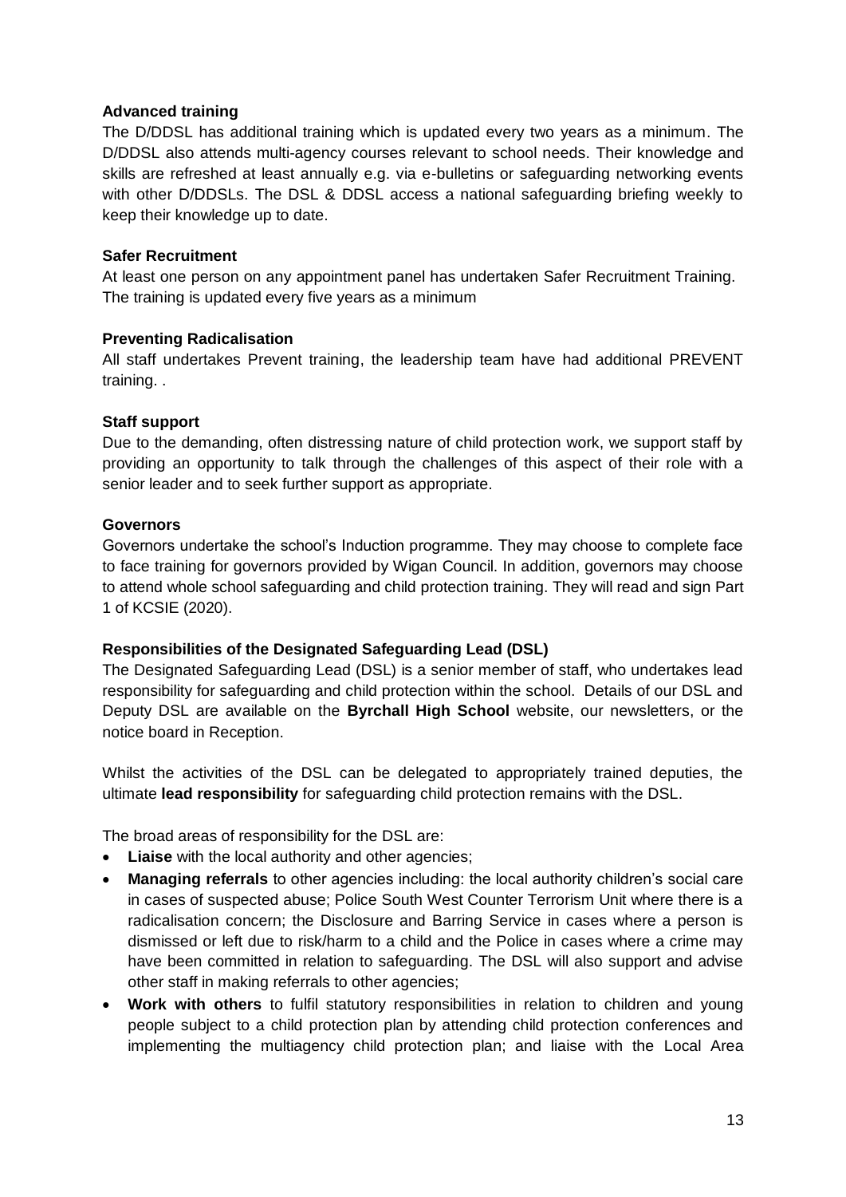**Advanced training**

The D/DDSL has additional training which is updated every two years as a minimum. The D/DDSL also attends multi-agency courses relevant to school needs. Their knowledge and skills are refreshed at least annually e.g. via e-bulletins or safeguarding networking events with other D/DDSLs. The DSL & DDSL access a national safeguarding briefing weekly to keep their knowledge up to date.

**Safer Recruitment**

At least one person on any appointment panel has undertaken Safer Recruitment Training. The training is updated every five years as a minimum

**Preventing Radicalisation**

All staff undertakes Prevent training, the leadership team have had additional PREVENT training. .

**Staff support**

Due to the demanding, often distressing nature of child protection work, we support staff by providing an opportunity to talk through the challenges of this aspect of their role with a senior leader and to seek further support as appropriate.

**Governors**

Governors undertake the school's Induction programme. They may choose to complete face to face training for governors provided by Wigan Council. In addition, governors may choose to attend whole school safeguarding and child protection training. They will read and sign Part 1 of KCSIE (2020).

**Responsibilities of the Designated Safeguarding Lead (DSL)**

The Designated Safeguarding Lead (DSL) is a senior member of staff, who undertakes lead responsibility for safeguarding and child protection within the school. Details of our DSL and Deputy DSL are available on the **Byrchall High School** website, our newsletters, or the notice board in Reception.

Whilst the activities of the DSL can be delegated to appropriately trained deputies, the ultimate **lead responsibility** for safeguarding child protection remains with the DSL.

The broad areas of responsibility for the DSL are:

- **Liaise** with the local authority and other agencies;
- **Managing referrals** to other agencies including: the local authority children's social care in cases of suspected abuse; Police South West Counter Terrorism Unit where there is a radicalisation concern; the Disclosure and Barring Service in cases where a person is dismissed or left due to risk/harm to a child and the Police in cases where a crime may have been committed in relation to safeguarding. The DSL will also support and advise other staff in making referrals to other agencies;
- **Work with others** to fulfil statutory responsibilities in relation to children and young people subject to a child protection plan by attending child protection conferences and implementing the multiagency child protection plan; and liaise with the Local Area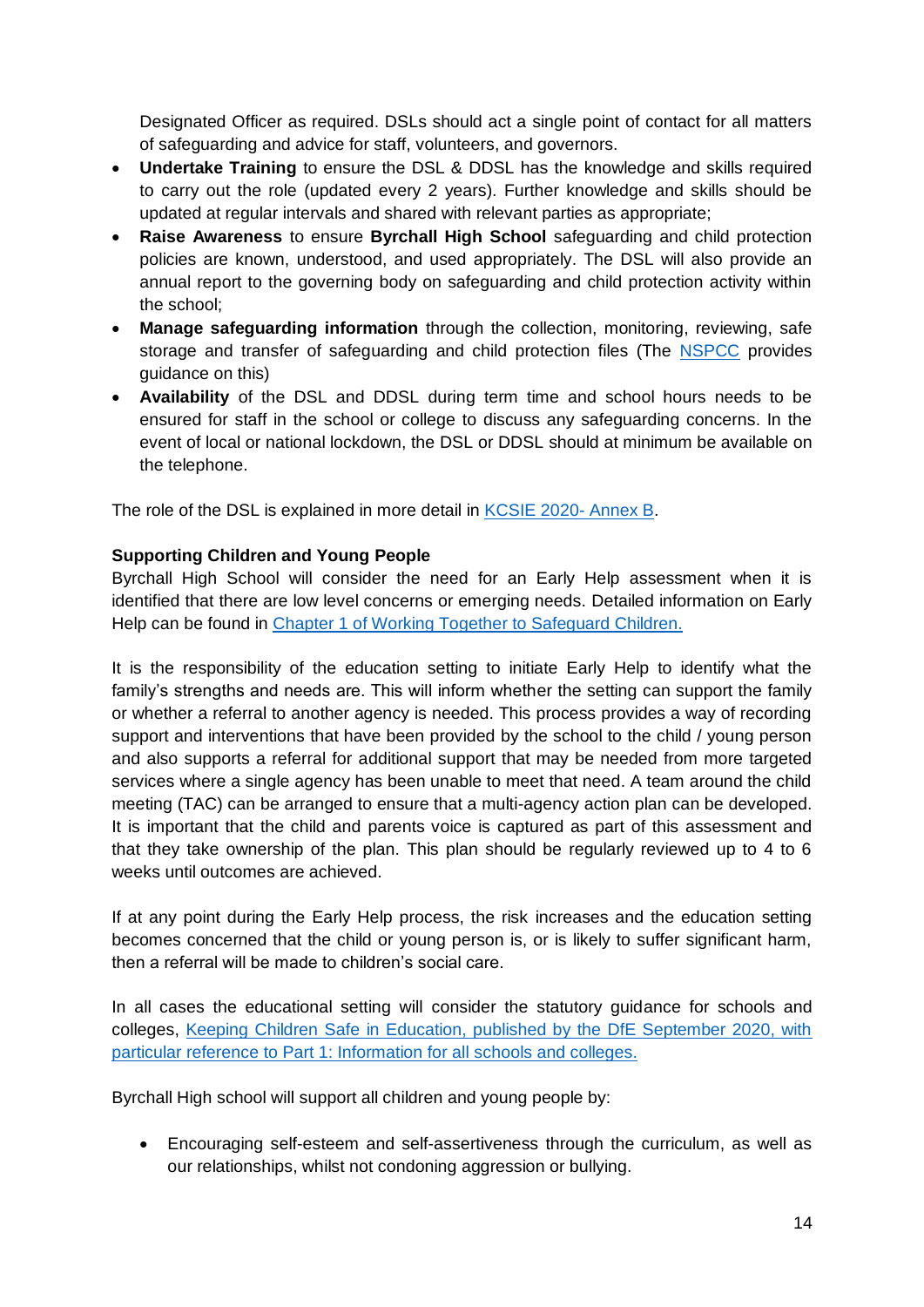Designated Officer as required. DSLs should act a single point of contact for all matters of safeguarding and advice for staff, volunteers, and governors.

- **Undertake Training** to ensure the DSL & DDSL has the knowledge and skills required to carry out the role (updated every 2 years). Further knowledge and skills should be updated at regular intervals and shared with relevant parties as appropriate;
- **Raise Awareness** to ensure **Byrchall High School** safeguarding and child protection policies are known, understood, and used appropriately. The DSL will also provide an annual report to the governing body on safeguarding and child protection activity within the school;
- **Manage safeguarding information** through the collection, monitoring, reviewing, safe storage and transfer of safeguarding and child protection files (The [NSPCC](#) provides guidance on this)
- **Availability** of the DSL and DDSL during term time and school hours needs to be ensured for staff in the school or college to discuss any safeguarding concerns. In the event of local or national lockdown, the DSL or DDSL should at minimum be available on the telephone.

The role of the DSL is explained in more detail in [KCSIE 2020- Annex B](#).

**Supporting Children and Young People**

Byrchall High School will consider the need for an Early Help assessment when it is identified that there are low level concerns or emerging needs. Detailed information on Early Help can be found in [Chapter 1 of Working Together to Safeguard Children.](#)

It is the responsibility of the education setting to initiate Early Help to identify what the family's strengths and needs are. This will inform whether the setting can support the family or whether a referral to another agency is needed. This process provides a way of recording support and interventions that have been provided by the school to the child / young person and also supports a referral for additional support that may be needed from more targeted services where a single agency has been unable to meet that need. A team around the child meeting (TAC) can be arranged to ensure that a multi-agency action plan can be developed. It is important that the child and parents voice is captured as part of this assessment and that they take ownership of the plan. This plan should be regularly reviewed up to 4 to 6 weeks until outcomes are achieved.

If at any point during the Early Help process, the risk increases and the education setting becomes concerned that the child or young person is, or is likely to suffer significant harm, then a referral will be made to children's social care.

In all cases the educational setting will consider the statutory guidance for schools and colleges, [Keeping Children Safe in Education, published by the DfE September 2020, with particular reference to Part 1: Information for all schools and colleges.](#)

Byrchall High school will support all children and young people by:

- Encouraging self-esteem and self-assertiveness through the curriculum, as well as our relationships, whilst not condoning aggression or bullying.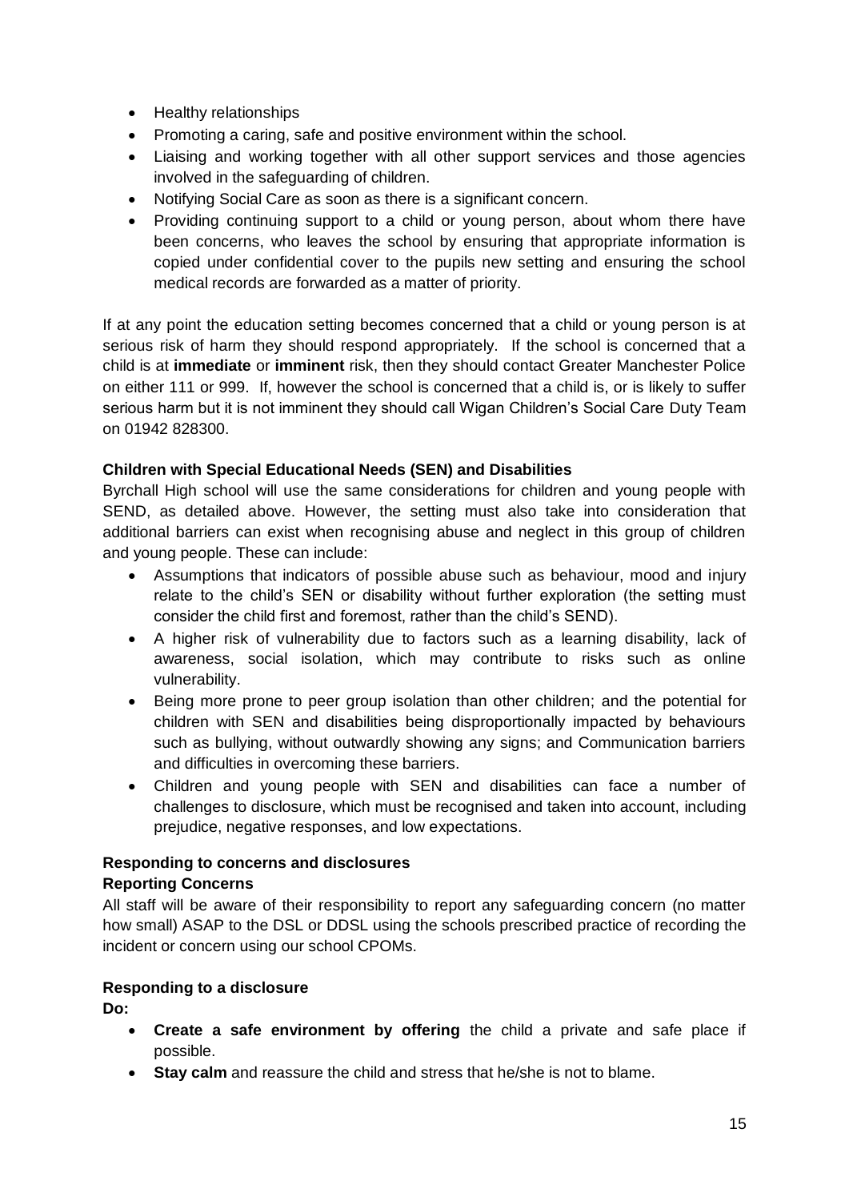- Healthy relationships
- Promoting a caring, safe and positive environment within the school.
- Liaising and working together with all other support services and those agencies involved in the safeguarding of children.
- Notifying Social Care as soon as there is a significant concern.
- Providing continuing support to a child or young person, about whom there have been concerns, who leaves the school by ensuring that appropriate information is copied under confidential cover to the pupils new setting and ensuring the school medical records are forwarded as a matter of priority.

If at any point the education setting becomes concerned that a child or young person is at serious risk of harm they should respond appropriately. If the school is concerned that a child is at **immediate** or **imminent** risk, then they should contact Greater Manchester Police on either 111 or 999. If, however the school is concerned that a child is, or is likely to suffer serious harm but it is not imminent they should call Wigan Children's Social Care Duty Team on 01942 828300.

**Children with Special Educational Needs (SEN) and Disabilities**

Byrchall High school will use the same considerations for children and young people with SEND, as detailed above. However, the setting must also take into consideration that additional barriers can exist when recognising abuse and neglect in this group of children and young people. These can include:

- Assumptions that indicators of possible abuse such as behaviour, mood and injury relate to the child's SEN or disability without further exploration (the setting must consider the child first and foremost, rather than the child's SEND).
- A higher risk of vulnerability due to factors such as a learning disability, lack of awareness, social isolation, which may contribute to risks such as online vulnerability.
- Being more prone to peer group isolation than other children; and the potential for children with SEN and disabilities being disproportionally impacted by behaviours such as bullying, without outwardly showing any signs; and Communication barriers and difficulties in overcoming these barriers.
- Children and young people with SEN and disabilities can face a number of challenges to disclosure, which must be recognised and taken into account, including prejudice, negative responses, and low expectations.

**Responding to concerns and disclosures**

**Reporting Concerns**

All staff will be aware of their responsibility to report any safeguarding concern (no matter how small) ASAP to the DSL or DDSL using the schools prescribed practice of recording the incident or concern using our school CPOMs.

**Responding to a disclosure**

**Do:**

- **Create a safe environment by offering** the child a private and safe place if possible.
- **Stay calm** and reassure the child and stress that he/she is not to blame.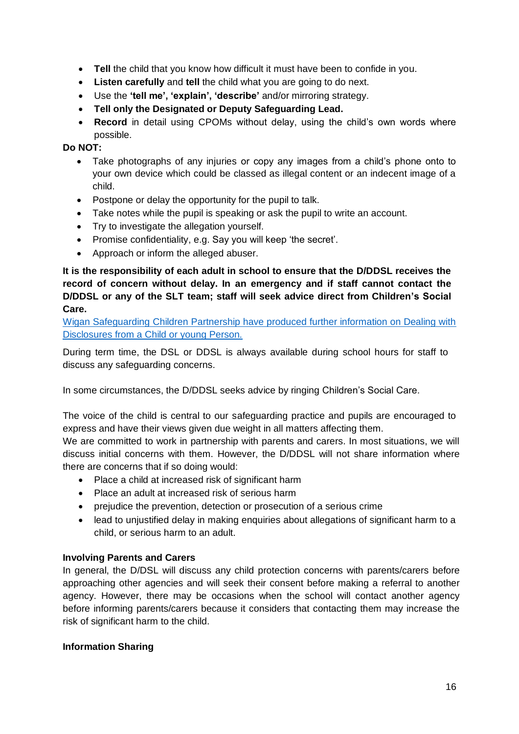- **Tell** the child that you know how difficult it must have been to confide in you.
- **Listen carefully** and **tell** the child what you are going to do next.
- Use the **'tell me', 'explain', 'describe'** and/or mirroring strategy.
- **Tell only the Designated or Deputy Safeguarding Lead.**
- **Record** in detail using CPOMs without delay, using the child's own words where possible.

**Do NOT:**

- Take photographs of any injuries or copy any images from a child's phone onto to your own device which could be classed as illegal content or an indecent image of a child.
- Postpone or delay the opportunity for the pupil to talk.
- Take notes while the pupil is speaking or ask the pupil to write an account.
- Try to investigate the allegation yourself.
- Promise confidentiality, e.g. Say you will keep 'the secret'.
- Approach or inform the alleged abuser.

**It is the responsibility of each adult in school to ensure that the D/DDSL receives the record of concern without delay. In an emergency and if staff cannot contact the D/DDSL or any of the SLT team; staff will seek advice direct from Children's Social Care.**

Wigan Safeguarding Children Partnership have produced further information on Dealing with Disclosures from a Child or young Person.

During term time, the DSL or DDSL is always available during school hours for staff to discuss any safeguarding concerns.

In some circumstances, the D/DDSL seeks advice by ringing Children's Social Care.

The voice of the child is central to our safeguarding practice and pupils are encouraged to express and have their views given due weight in all matters affecting them.

We are committed to work in partnership with parents and carers. In most situations, we will discuss initial concerns with them. However, the D/DDSL will not share information where there are concerns that if so doing would:

- Place a child at increased risk of significant harm
- Place an adult at increased risk of serious harm
- prejudice the prevention, detection or prosecution of a serious crime
- lead to unjustified delay in making enquiries about allegations of significant harm to a child, or serious harm to an adult.

**Involving Parents and Carers**

In general, the D/DSL will discuss any child protection concerns with parents/carers before approaching other agencies and will seek their consent before making a referral to another agency. However, there may be occasions when the school will contact another agency before informing parents/carers because it considers that contacting them may increase the risk of significant harm to the child.

**Information Sharing**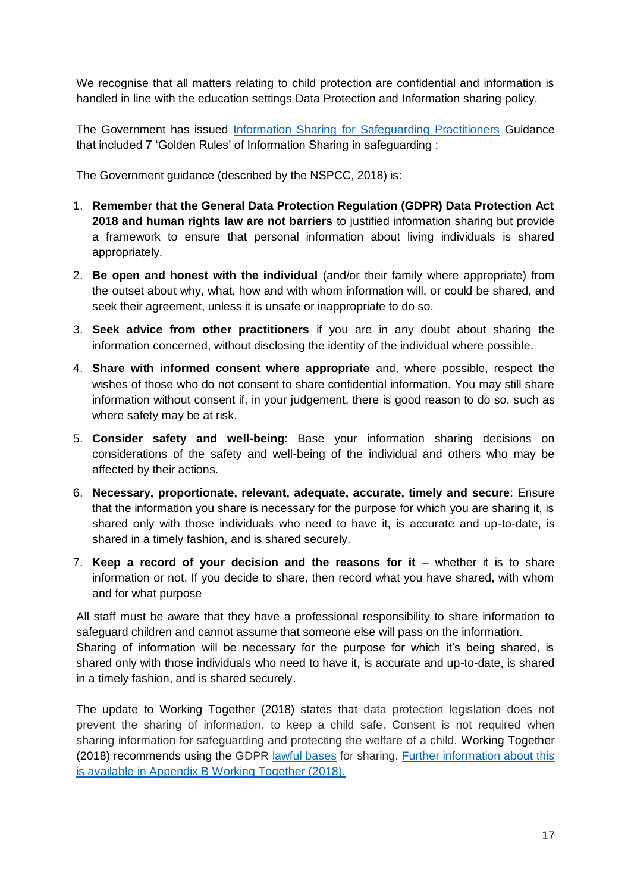We recognise that all matters relating to child protection are confidential and information is handled in line with the education settings Data Protection and Information sharing policy.

The Government has issued [Information Sharing for Safeguarding Practitioners]() Guidance that included 7 'Golden Rules' of Information Sharing in safeguarding :

The Government guidance (described by the NSPCC, 2018) is:

1. **Remember that the General Data Protection Regulation (GDPR) Data Protection Act 2018 and human rights law are not barriers** to justified information sharing but provide a framework to ensure that personal information about living individuals is shared appropriately.
2. **Be open and honest with the individual** (and/or their family where appropriate) from the outset about why, what, how and with whom information will, or could be shared, and seek their agreement, unless it is unsafe or inappropriate to do so.
3. **Seek advice from other practitioners** if you are in any doubt about sharing the information concerned, without disclosing the identity of the individual where possible.
4. **Share with informed consent where appropriate** and, where possible, respect the wishes of those who do not consent to share confidential information. You may still share information without consent if, in your judgement, there is good reason to do so, such as where safety may be at risk.
5. **Consider safety and well-being**: Base your information sharing decisions on considerations of the safety and well-being of the individual and others who may be affected by their actions.
6. **Necessary, proportionate, relevant, adequate, accurate, timely and secure**: Ensure that the information you share is necessary for the purpose for which you are sharing it, is shared only with those individuals who need to have it, is accurate and up-to-date, is shared in a timely fashion, and is shared securely.
7. **Keep a record of your decision and the reasons for it** – whether it is to share information or not. If you decide to share, then record what you have shared, with whom and for what purpose

All staff must be aware that they have a professional responsibility to share information to safeguard children and cannot assume that someone else will pass on the information.
Sharing of information will be necessary for the purpose for which it's being shared, is shared only with those individuals who need to have it, is accurate and up-to-date, is shared in a timely fashion, and is shared securely.

The update to Working Together (2018) states that data protection legislation does not prevent the sharing of information, to keep a child safe. Consent is not required when sharing information for safeguarding and protecting the welfare of a child. Working Together (2018) recommends using the GDPR [lawful bases]() for sharing. [Further information about this is available in Appendix B Working Together (2018).]()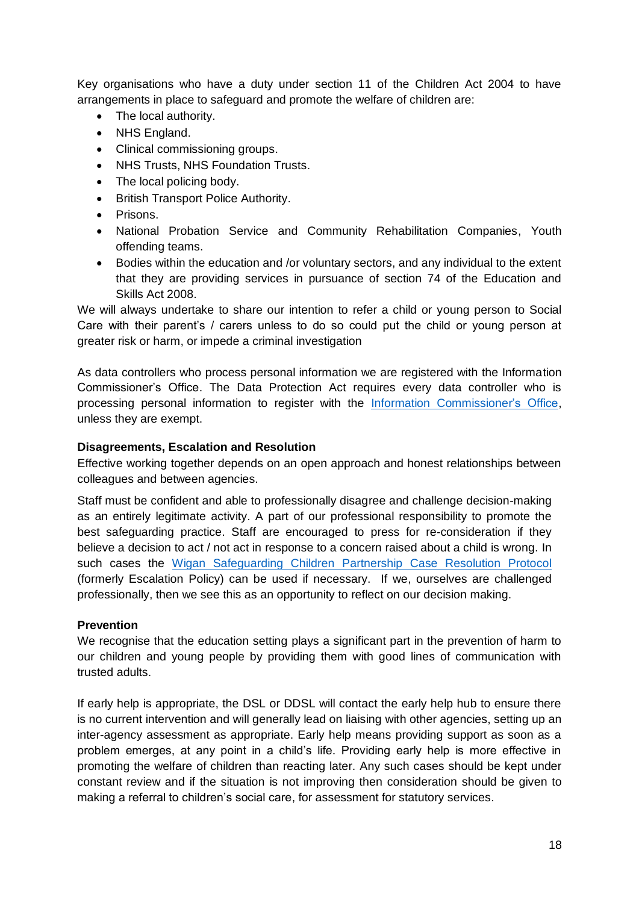Key organisations who have a duty under section 11 of the Children Act 2004 to have arrangements in place to safeguard and promote the welfare of children are:

- The local authority.
- NHS England.
- Clinical commissioning groups.
- NHS Trusts, NHS Foundation Trusts.
- The local policing body.
- British Transport Police Authority.
- Prisons.
- National Probation Service and Community Rehabilitation Companies, Youth offending teams.
- Bodies within the education and /or voluntary sectors, and any individual to the extent that they are providing services in pursuance of section 74 of the Education and Skills Act 2008.

We will always undertake to share our intention to refer a child or young person to Social Care with their parent's / carers unless to do so could put the child or young person at greater risk or harm, or impede a criminal investigation

As data controllers who process personal information we are registered with the Information Commissioner's Office. The Data Protection Act requires every data controller who is processing personal information to register with the Information Commissioner's Office, unless they are exempt.

**Disagreements, Escalation and Resolution**

Effective working together depends on an open approach and honest relationships between colleagues and between agencies.

Staff must be confident and able to professionally disagree and challenge decision-making as an entirely legitimate activity. A part of our professional responsibility to promote the best safeguarding practice. Staff are encouraged to press for re-consideration if they believe a decision to act / not act in response to a concern raised about a child is wrong. In such cases the Wigan Safeguarding Children Partnership Case Resolution Protocol (formerly Escalation Policy) can be used if necessary. If we, ourselves are challenged professionally, then we see this as an opportunity to reflect on our decision making.

**Prevention**

We recognise that the education setting plays a significant part in the prevention of harm to our children and young people by providing them with good lines of communication with trusted adults.

If early help is appropriate, the DSL or DDSL will contact the early help hub to ensure there is no current intervention and will generally lead on liaising with other agencies, setting up an inter-agency assessment as appropriate. Early help means providing support as soon as a problem emerges, at any point in a child's life. Providing early help is more effective in promoting the welfare of children than reacting later. Any such cases should be kept under constant review and if the situation is not improving then consideration should be given to making a referral to children's social care, for assessment for statutory services.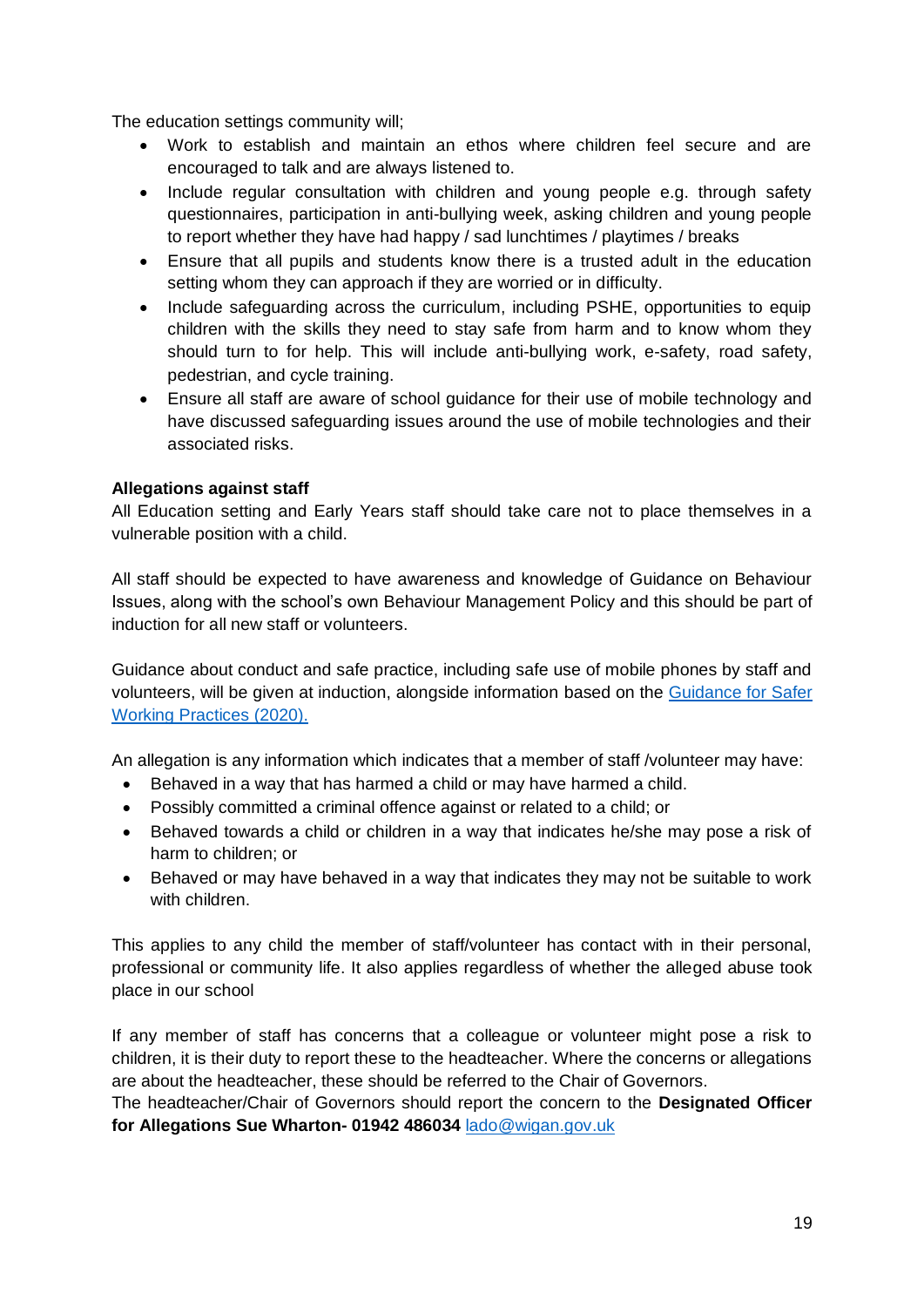The education settings community will;

- Work to establish and maintain an ethos where children feel secure and are encouraged to talk and are always listened to.
- Include regular consultation with children and young people e.g. through safety questionnaires, participation in anti-bullying week, asking children and young people to report whether they have had happy / sad lunchtimes / playtimes / breaks
- Ensure that all pupils and students know there is a trusted adult in the education setting whom they can approach if they are worried or in difficulty.
- Include safeguarding across the curriculum, including PSHE, opportunities to equip children with the skills they need to stay safe from harm and to know whom they should turn to for help. This will include anti-bullying work, e-safety, road safety, pedestrian, and cycle training.
- Ensure all staff are aware of school guidance for their use of mobile technology and have discussed safeguarding issues around the use of mobile technologies and their associated risks.

**Allegations against staff**

All Education setting and Early Years staff should take care not to place themselves in a vulnerable position with a child.

All staff should be expected to have awareness and knowledge of Guidance on Behaviour Issues, along with the school's own Behaviour Management Policy and this should be part of induction for all new staff or volunteers.

Guidance about conduct and safe practice, including safe use of mobile phones by staff and volunteers, will be given at induction, alongside information based on the [Guidance for Safer Working Practices (2020).]()

An allegation is any information which indicates that a member of staff /volunteer may have:

- Behaved in a way that has harmed a child or may have harmed a child.
- Possibly committed a criminal offence against or related to a child; or
- Behaved towards a child or children in a way that indicates he/she may pose a risk of harm to children; or
- Behaved or may have behaved in a way that indicates they may not be suitable to work with children.

This applies to any child the member of staff/volunteer has contact with in their personal, professional or community life. It also applies regardless of whether the alleged abuse took place in our school

If any member of staff has concerns that a colleague or volunteer might pose a risk to children, it is their duty to report these to the headteacher. Where the concerns or allegations are about the headteacher, these should be referred to the Chair of Governors.
The headteacher/Chair of Governors should report the concern to the **Designated Officer for Allegations Sue Wharton- 01942 486034** lado@wigan.gov.uk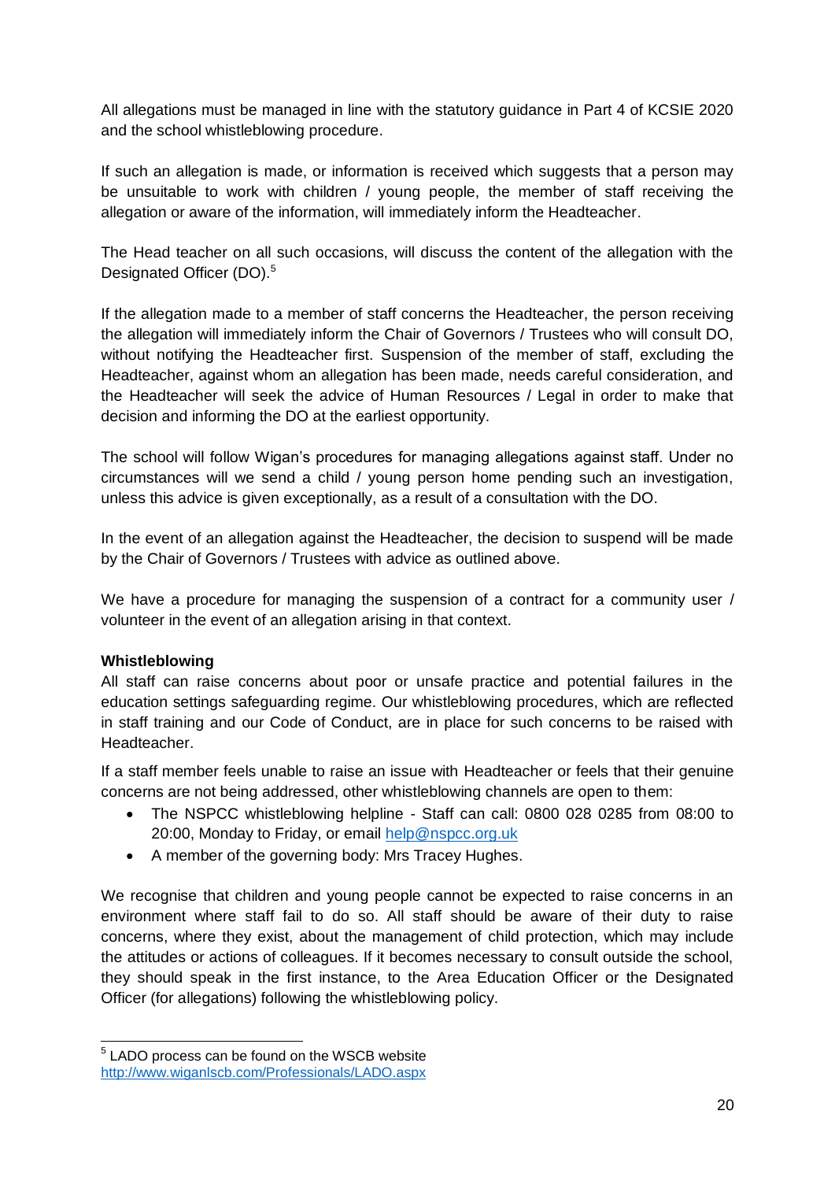All allegations must be managed in line with the statutory guidance in Part 4 of KCSIE 2020 and the school whistleblowing procedure.

If such an allegation is made, or information is received which suggests that a person may be unsuitable to work with children / young people, the member of staff receiving the allegation or aware of the information, will immediately inform the Headteacher.

The Head teacher on all such occasions, will discuss the content of the allegation with the Designated Officer (DO).[5]

If the allegation made to a member of staff concerns the Headteacher, the person receiving the allegation will immediately inform the Chair of Governors / Trustees who will consult DO, without notifying the Headteacher first. Suspension of the member of staff, excluding the Headteacher, against whom an allegation has been made, needs careful consideration, and the Headteacher will seek the advice of Human Resources / Legal in order to make that decision and informing the DO at the earliest opportunity.

The school will follow Wigan's procedures for managing allegations against staff. Under no circumstances will we send a child / young person home pending such an investigation, unless this advice is given exceptionally, as a result of a consultation with the DO.

In the event of an allegation against the Headteacher, the decision to suspend will be made by the Chair of Governors / Trustees with advice as outlined above.

We have a procedure for managing the suspension of a contract for a community user / volunteer in the event of an allegation arising in that context.

**Whistleblowing**

All staff can raise concerns about poor or unsafe practice and potential failures in the education settings safeguarding regime. Our whistleblowing procedures, which are reflected in staff training and our Code of Conduct, are in place for such concerns to be raised with Headteacher.

If a staff member feels unable to raise an issue with Headteacher or feels that their genuine concerns are not being addressed, other whistleblowing channels are open to them:

- The NSPCC whistleblowing helpline - Staff can call: 0800 028 0285 from 08:00 to 20:00, Monday to Friday, or email help@nspcc.org.uk
- A member of the governing body: Mrs Tracey Hughes.

We recognise that children and young people cannot be expected to raise concerns in an environment where staff fail to do so. All staff should be aware of their duty to raise concerns, where they exist, about the management of child protection, which may include the attitudes or actions of colleagues. If it becomes necessary to consult outside the school, they should speak in the first instance, to the Area Education Officer or the Designated Officer (for allegations) following the whistleblowing policy.

---

[5] LADO process can be found on the WSCB website http://www.wiganlscb.com/Professionals/LADO.aspx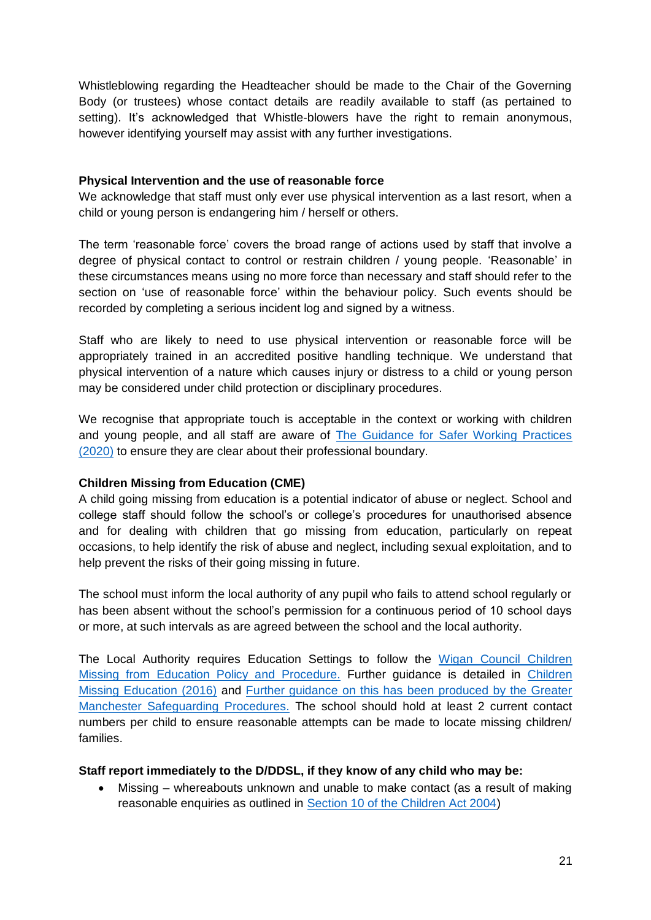Whistleblowing regarding the Headteacher should be made to the Chair of the Governing Body (or trustees) whose contact details are readily available to staff (as pertained to setting). It's acknowledged that Whistle-blowers have the right to remain anonymous, however identifying yourself may assist with any further investigations.

**Physical Intervention and the use of reasonable force**

We acknowledge that staff must only ever use physical intervention as a last resort, when a child or young person is endangering him / herself or others.

The term 'reasonable force' covers the broad range of actions used by staff that involve a degree of physical contact to control or restrain children / young people. 'Reasonable' in these circumstances means using no more force than necessary and staff should refer to the section on 'use of reasonable force' within the behaviour policy. Such events should be recorded by completing a serious incident log and signed by a witness.

Staff who are likely to need to use physical intervention or reasonable force will be appropriately trained in an accredited positive handling technique. We understand that physical intervention of a nature which causes injury or distress to a child or young person may be considered under child protection or disciplinary procedures.

We recognise that appropriate touch is acceptable in the context or working with children and young people, and all staff are aware of [The Guidance for Safer Working Practices (2020)] to ensure they are clear about their professional boundary.

**Children Missing from Education (CME)**

A child going missing from education is a potential indicator of abuse or neglect. School and college staff should follow the school's or college's procedures for unauthorised absence and for dealing with children that go missing from education, particularly on repeat occasions, to help identify the risk of abuse and neglect, including sexual exploitation, and to help prevent the risks of their going missing in future.

The school must inform the local authority of any pupil who fails to attend school regularly or has been absent without the school's permission for a continuous period of 10 school days or more, at such intervals as are agreed between the school and the local authority.

The Local Authority requires Education Settings to follow the [Wigan Council Children Missing from Education Policy and Procedure.] Further guidance is detailed in [Children Missing Education (2016)] and [Further guidance on this has been produced by the Greater Manchester Safeguarding Procedures.] The school should hold at least 2 current contact numbers per child to ensure reasonable attempts can be made to locate missing children/ families.

**Staff report immediately to the D/DDSL, if they know of any child who may be:**

- Missing – whereabouts unknown and unable to make contact (as a result of making reasonable enquiries as outlined in [Section 10 of the Children Act 2004])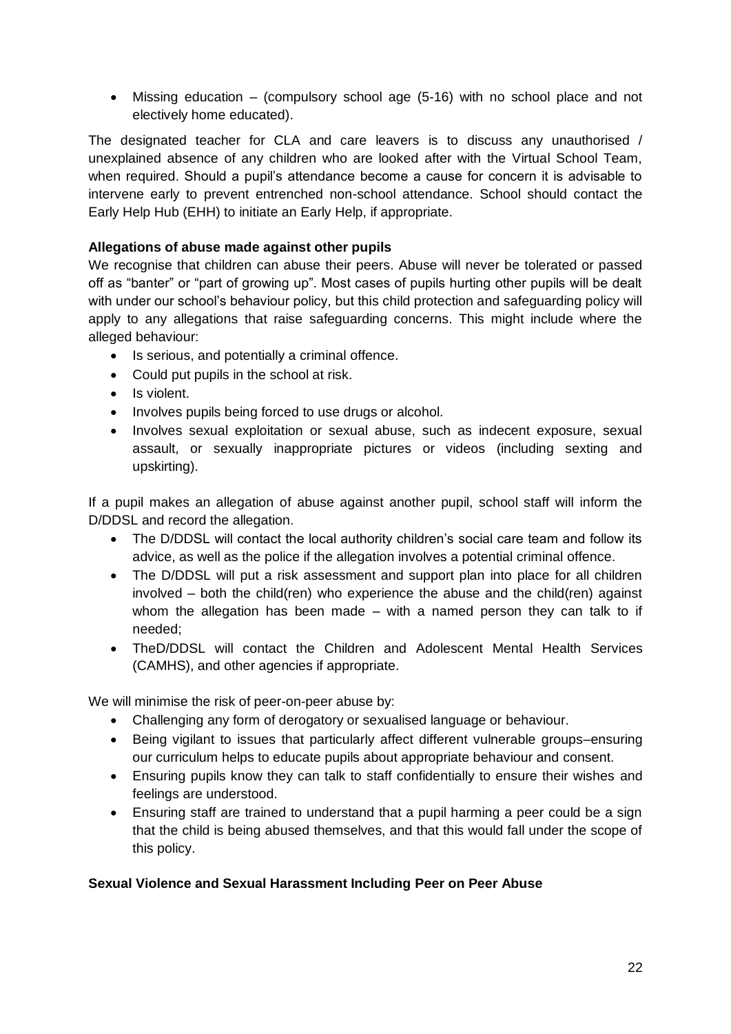- Missing education – (compulsory school age (5-16) with no school place and not electively home educated).

The designated teacher for CLA and care leavers is to discuss any unauthorised / unexplained absence of any children who are looked after with the Virtual School Team, when required. Should a pupil's attendance become a cause for concern it is advisable to intervene early to prevent entrenched non-school attendance. School should contact the Early Help Hub (EHH) to initiate an Early Help, if appropriate.

**Allegations of abuse made against other pupils**

We recognise that children can abuse their peers. Abuse will never be tolerated or passed off as "banter" or "part of growing up". Most cases of pupils hurting other pupils will be dealt with under our school's behaviour policy, but this child protection and safeguarding policy will apply to any allegations that raise safeguarding concerns. This might include where the alleged behaviour:

- Is serious, and potentially a criminal offence.
- Could put pupils in the school at risk.
- Is violent.
- Involves pupils being forced to use drugs or alcohol.
- Involves sexual exploitation or sexual abuse, such as indecent exposure, sexual assault, or sexually inappropriate pictures or videos (including sexting and upskirting).

If a pupil makes an allegation of abuse against another pupil, school staff will inform the D/DDSL and record the allegation.

- The D/DDSL will contact the local authority children's social care team and follow its advice, as well as the police if the allegation involves a potential criminal offence.
- The D/DDSL will put a risk assessment and support plan into place for all children involved – both the child(ren) who experience the abuse and the child(ren) against whom the allegation has been made – with a named person they can talk to if needed;
- TheD/DDSL will contact the Children and Adolescent Mental Health Services (CAMHS), and other agencies if appropriate.

We will minimise the risk of peer-on-peer abuse by:

- Challenging any form of derogatory or sexualised language or behaviour.
- Being vigilant to issues that particularly affect different vulnerable groups–ensuring our curriculum helps to educate pupils about appropriate behaviour and consent.
- Ensuring pupils know they can talk to staff confidentially to ensure their wishes and feelings are understood.
- Ensuring staff are trained to understand that a pupil harming a peer could be a sign that the child is being abused themselves, and that this would fall under the scope of this policy.

**Sexual Violence and Sexual Harassment Including Peer on Peer Abuse**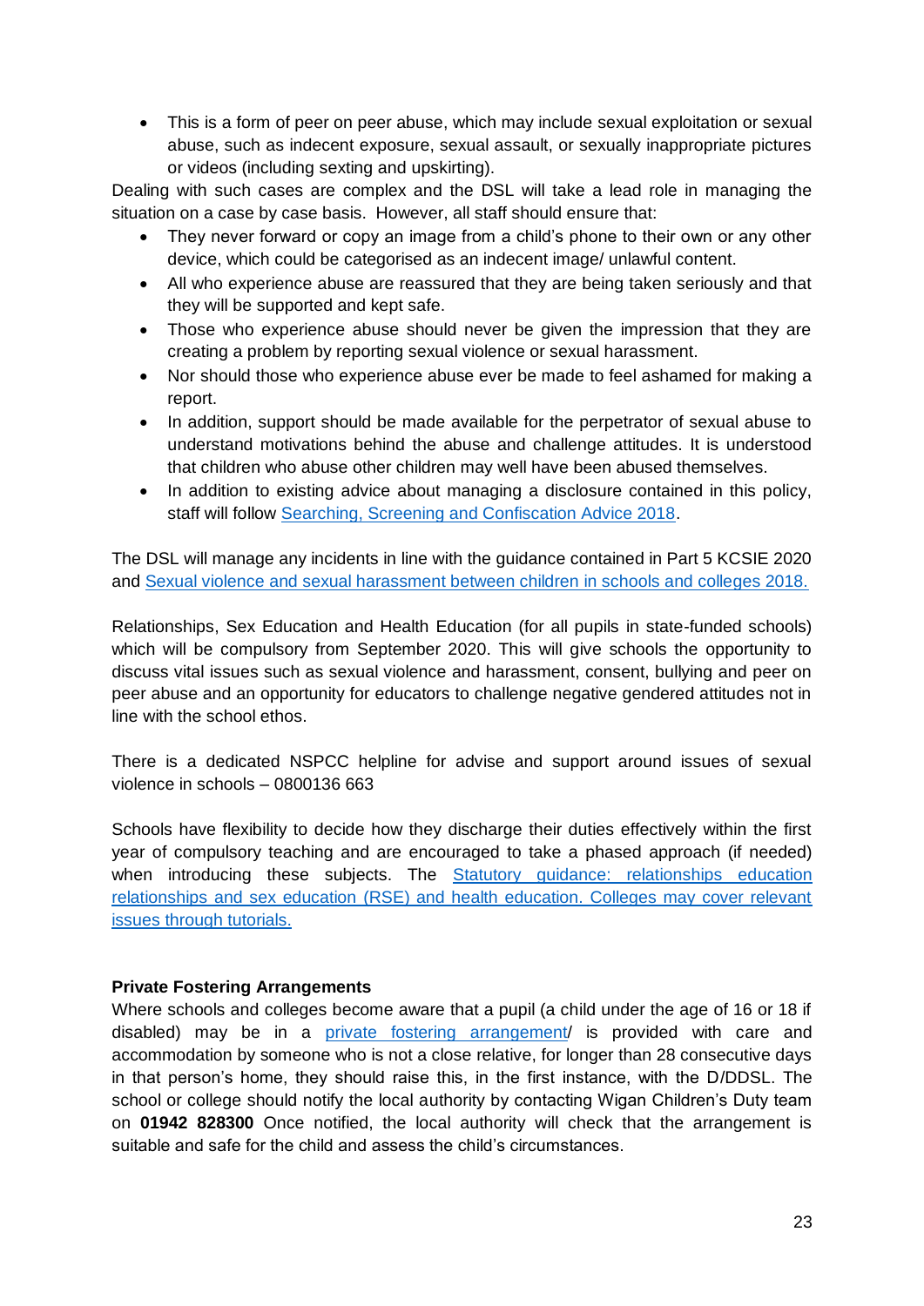- This is a form of peer on peer abuse, which may include sexual exploitation or sexual abuse, such as indecent exposure, sexual assault, or sexually inappropriate pictures or videos (including sexting and upskirting).

Dealing with such cases are complex and the DSL will take a lead role in managing the situation on a case by case basis. However, all staff should ensure that:

- They never forward or copy an image from a child's phone to their own or any other device, which could be categorised as an indecent image/ unlawful content.
- All who experience abuse are reassured that they are being taken seriously and that they will be supported and kept safe.
- Those who experience abuse should never be given the impression that they are creating a problem by reporting sexual violence or sexual harassment.
- Nor should those who experience abuse ever be made to feel ashamed for making a report.
- In addition, support should be made available for the perpetrator of sexual abuse to understand motivations behind the abuse and challenge attitudes. It is understood that children who abuse other children may well have been abused themselves.
- In addition to existing advice about managing a disclosure contained in this policy, staff will follow Searching, Screening and Confiscation Advice 2018.

The DSL will manage any incidents in line with the guidance contained in Part 5 KCSIE 2020 and Sexual violence and sexual harassment between children in schools and colleges 2018.

Relationships, Sex Education and Health Education (for all pupils in state-funded schools) which will be compulsory from September 2020. This will give schools the opportunity to discuss vital issues such as sexual violence and harassment, consent, bullying and peer on peer abuse and an opportunity for educators to challenge negative gendered attitudes not in line with the school ethos.

There is a dedicated NSPCC helpline for advise and support around issues of sexual violence in schools – 0800136 663

Schools have flexibility to decide how they discharge their duties effectively within the first year of compulsory teaching and are encouraged to take a phased approach (if needed) when introducing these subjects. The Statutory guidance: relationships education relationships and sex education (RSE) and health education. Colleges may cover relevant issues through tutorials.

**Private Fostering Arrangements**

Where schools and colleges become aware that a pupil (a child under the age of 16 or 18 if disabled) may be in a private fostering arrangement/ is provided with care and accommodation by someone who is not a close relative, for longer than 28 consecutive days in that person's home, they should raise this, in the first instance, with the D/DDSL. The school or college should notify the local authority by contacting Wigan Children's Duty team on **01942 828300** Once notified, the local authority will check that the arrangement is suitable and safe for the child and assess the child's circumstances.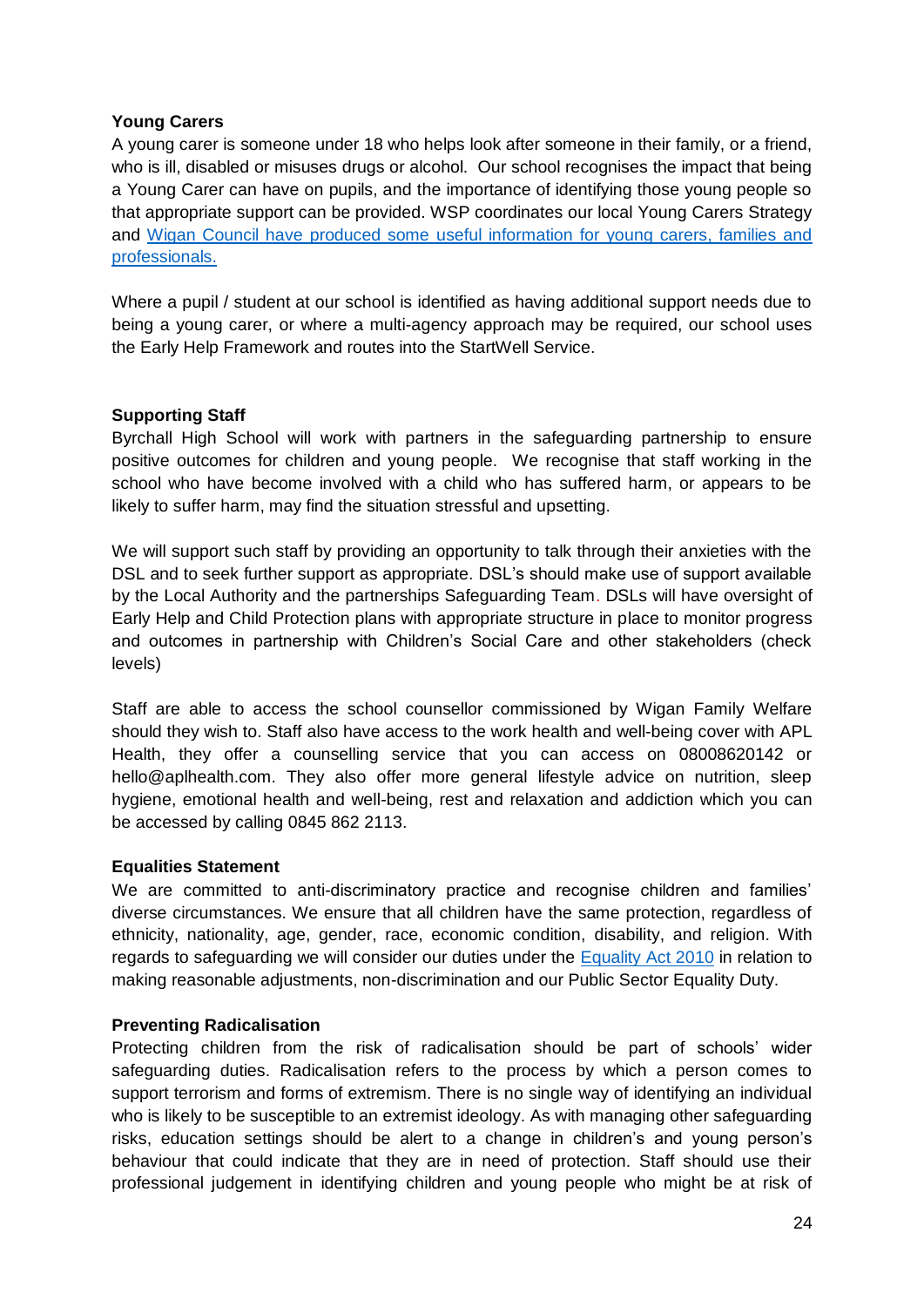**Young Carers**

A young carer is someone under 18 who helps look after someone in their family, or a friend, who is ill, disabled or misuses drugs or alcohol. Our school recognises the impact that being a Young Carer can have on pupils, and the importance of identifying those young people so that appropriate support can be provided. WSP coordinates our local Young Carers Strategy and Wigan Council have produced some useful information for young carers, families and professionals.

Where a pupil / student at our school is identified as having additional support needs due to being a young carer, or where a multi-agency approach may be required, our school uses the Early Help Framework and routes into the StartWell Service.

**Supporting Staff**

Byrchall High School will work with partners in the safeguarding partnership to ensure positive outcomes for children and young people. We recognise that staff working in the school who have become involved with a child who has suffered harm, or appears to be likely to suffer harm, may find the situation stressful and upsetting.

We will support such staff by providing an opportunity to talk through their anxieties with the DSL and to seek further support as appropriate. DSL's should make use of support available by the Local Authority and the partnerships Safeguarding Team. DSLs will have oversight of Early Help and Child Protection plans with appropriate structure in place to monitor progress and outcomes in partnership with Children's Social Care and other stakeholders (check levels)

Staff are able to access the school counsellor commissioned by Wigan Family Welfare should they wish to. Staff also have access to the work health and well-being cover with APL Health, they offer a counselling service that you can access on 08008620142 or hello@aplhealth.com. They also offer more general lifestyle advice on nutrition, sleep hygiene, emotional health and well-being, rest and relaxation and addiction which you can be accessed by calling 0845 862 2113.

**Equalities Statement**

We are committed to anti-discriminatory practice and recognise children and families' diverse circumstances. We ensure that all children have the same protection, regardless of ethnicity, nationality, age, gender, race, economic condition, disability, and religion. With regards to safeguarding we will consider our duties under the Equality Act 2010 in relation to making reasonable adjustments, non-discrimination and our Public Sector Equality Duty.

**Preventing Radicalisation**

Protecting children from the risk of radicalisation should be part of schools' wider safeguarding duties. Radicalisation refers to the process by which a person comes to support terrorism and forms of extremism. There is no single way of identifying an individual who is likely to be susceptible to an extremist ideology. As with managing other safeguarding risks, education settings should be alert to a change in children's and young person's behaviour that could indicate that they are in need of protection. Staff should use their professional judgement in identifying children and young people who might be at risk of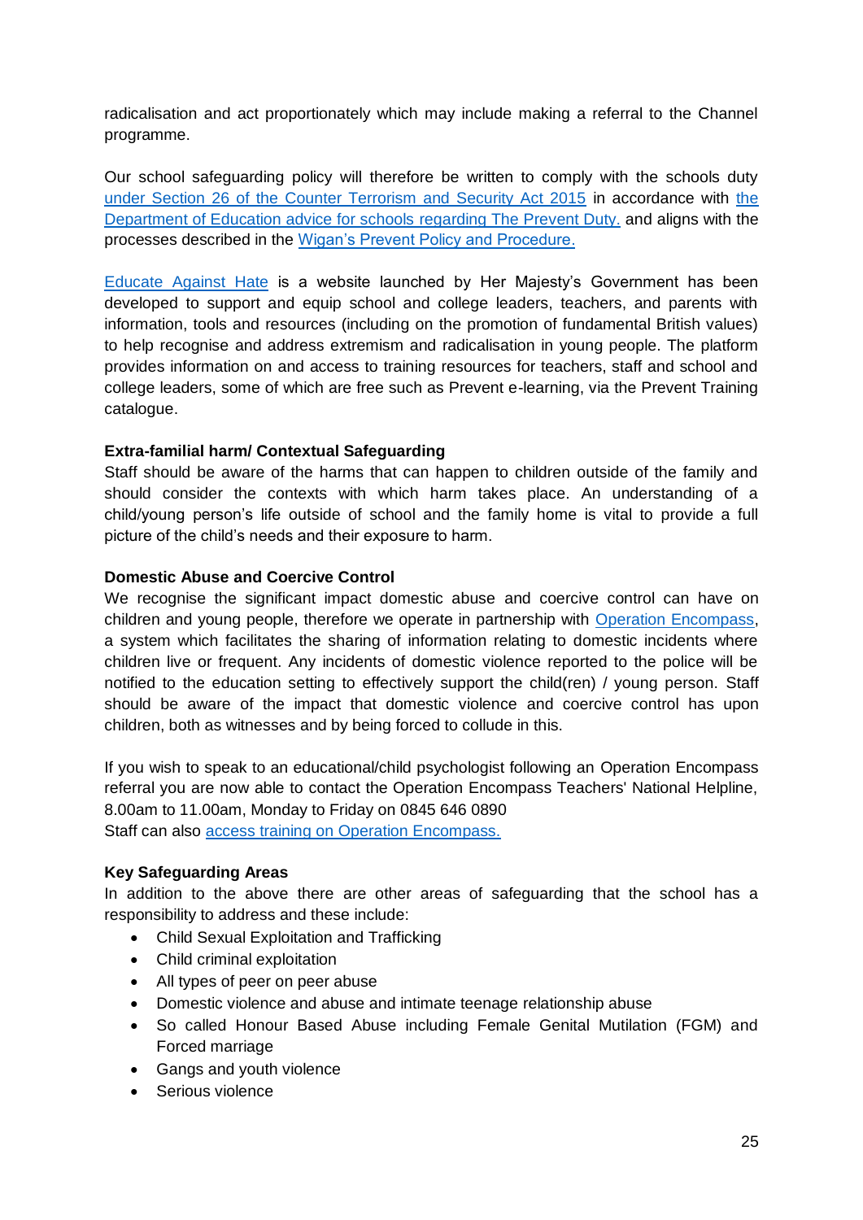radicalisation and act proportionately which may include making a referral to the Channel programme.

Our school safeguarding policy will therefore be written to comply with the schools duty under Section 26 of the Counter Terrorism and Security Act 2015 in accordance with the Department of Education advice for schools regarding The Prevent Duty. and aligns with the processes described in the Wigan's Prevent Policy and Procedure.

Educate Against Hate is a website launched by Her Majesty's Government has been developed to support and equip school and college leaders, teachers, and parents with information, tools and resources (including on the promotion of fundamental British values) to help recognise and address extremism and radicalisation in young people. The platform provides information on and access to training resources for teachers, staff and school and college leaders, some of which are free such as Prevent e-learning, via the Prevent Training catalogue.

**Extra-familial harm/ Contextual Safeguarding**

Staff should be aware of the harms that can happen to children outside of the family and should consider the contexts with which harm takes place. An understanding of a child/young person's life outside of school and the family home is vital to provide a full picture of the child's needs and their exposure to harm.

**Domestic Abuse and Coercive Control**

We recognise the significant impact domestic abuse and coercive control can have on children and young people, therefore we operate in partnership with Operation Encompass, a system which facilitates the sharing of information relating to domestic incidents where children live or frequent. Any incidents of domestic violence reported to the police will be notified to the education setting to effectively support the child(ren) / young person. Staff should be aware of the impact that domestic violence and coercive control has upon children, both as witnesses and by being forced to collude in this.

If you wish to speak to an educational/child psychologist following an Operation Encompass referral you are now able to contact the Operation Encompass Teachers' National Helpline, 8.00am to 11.00am, Monday to Friday on 0845 646 0890
Staff can also access training on Operation Encompass.

**Key Safeguarding Areas**

In addition to the above there are other areas of safeguarding that the school has a responsibility to address and these include:

- Child Sexual Exploitation and Trafficking
- Child criminal exploitation
- All types of peer on peer abuse
- Domestic violence and abuse and intimate teenage relationship abuse
- So called Honour Based Abuse including Female Genital Mutilation (FGM) and Forced marriage
- Gangs and youth violence
- Serious violence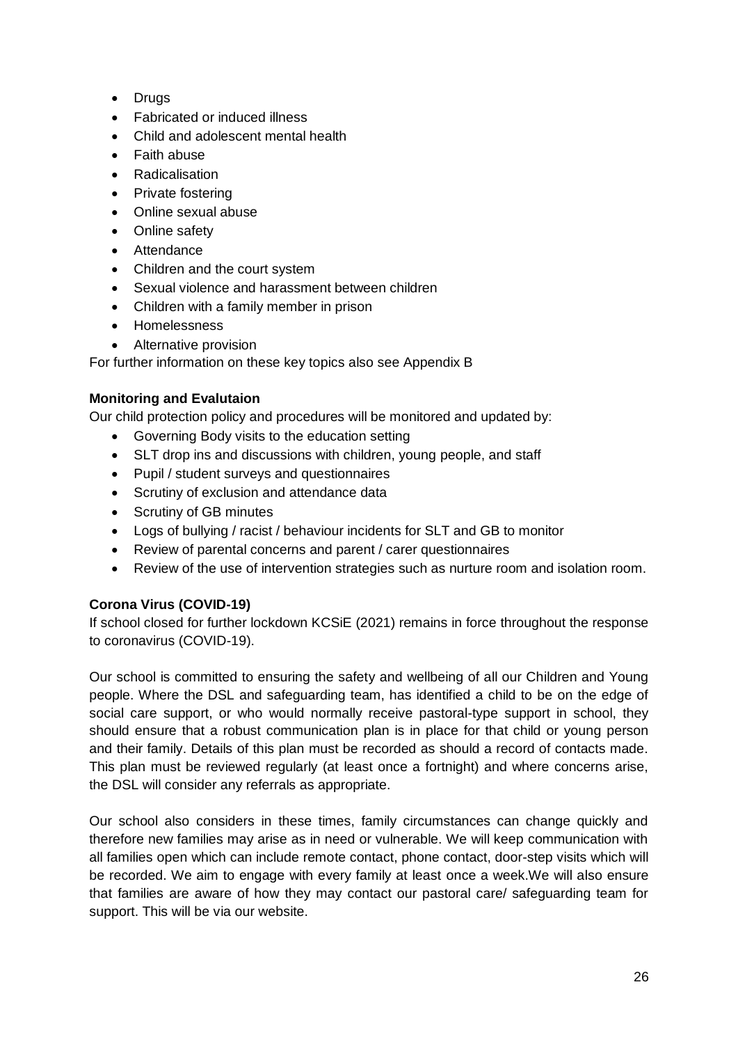- Drugs
- Fabricated or induced illness
- Child and adolescent mental health
- Faith abuse
- Radicalisation
- Private fostering
- Online sexual abuse
- Online safety
- Attendance
- Children and the court system
- Sexual violence and harassment between children
- Children with a family member in prison
- Homelessness
- Alternative provision

For further information on these key topics also see Appendix B

**Monitoring and Evalutaion**

Our child protection policy and procedures will be monitored and updated by:

- Governing Body visits to the education setting
- SLT drop ins and discussions with children, young people, and staff
- Pupil / student surveys and questionnaires
- Scrutiny of exclusion and attendance data
- Scrutiny of GB minutes
- Logs of bullying / racist / behaviour incidents for SLT and GB to monitor
- Review of parental concerns and parent / carer questionnaires
- Review of the use of intervention strategies such as nurture room and isolation room.

**Corona Virus (COVID-19)**

If school closed for further lockdown KCSiE (2021) remains in force throughout the response to coronavirus (COVID-19).

Our school is committed to ensuring the safety and wellbeing of all our Children and Young people. Where the DSL and safeguarding team, has identified a child to be on the edge of social care support, or who would normally receive pastoral-type support in school, they should ensure that a robust communication plan is in place for that child or young person and their family. Details of this plan must be recorded as should a record of contacts made. This plan must be reviewed regularly (at least once a fortnight) and where concerns arise, the DSL will consider any referrals as appropriate.

Our school also considers in these times, family circumstances can change quickly and therefore new families may arise as in need or vulnerable. We will keep communication with all families open which can include remote contact, phone contact, door-step visits which will be recorded. We aim to engage with every family at least once a week.We will also ensure that families are aware of how they may contact our pastoral care/ safeguarding team for support. This will be via our website.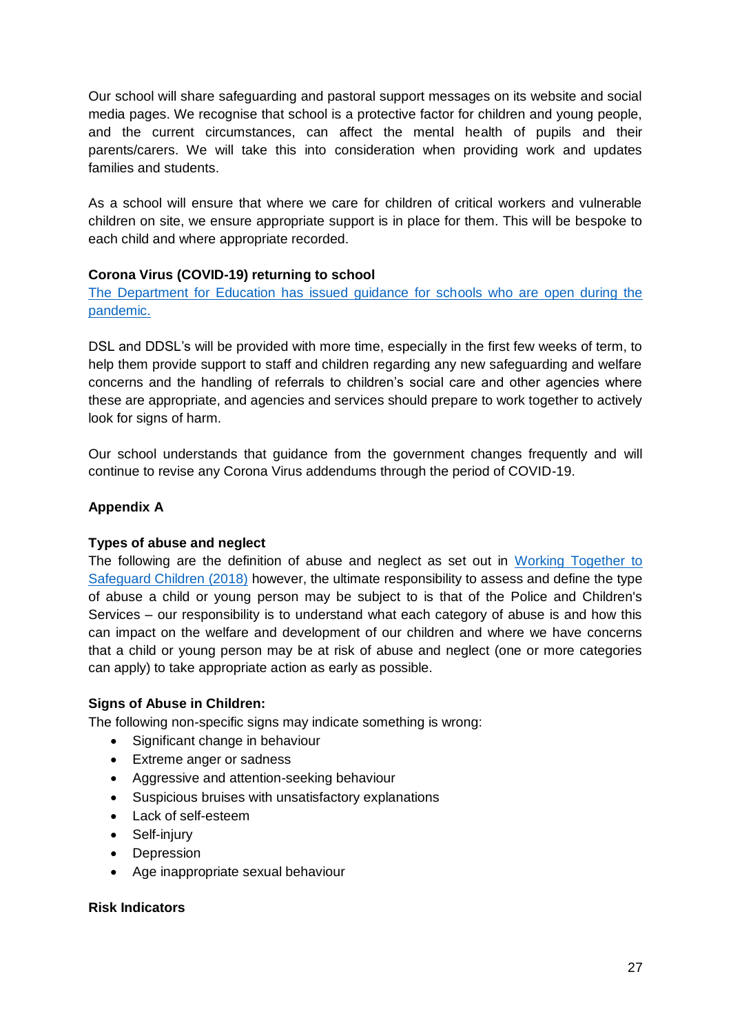Our school will share safeguarding and pastoral support messages on its website and social media pages. We recognise that school is a protective factor for children and young people, and the current circumstances, can affect the mental health of pupils and their parents/carers. We will take this into consideration when providing work and updates families and students.

As a school will ensure that where we care for children of critical workers and vulnerable children on site, we ensure appropriate support is in place for them. This will be bespoke to each child and where appropriate recorded.

**Corona Virus (COVID-19) returning to school**

[The Department for Education has issued guidance for schools who are open during the pandemic.]

DSL and DDSL's will be provided with more time, especially in the first few weeks of term, to help them provide support to staff and children regarding any new safeguarding and welfare concerns and the handling of referrals to children's social care and other agencies where these are appropriate, and agencies and services should prepare to work together to actively look for signs of harm.

Our school understands that guidance from the government changes frequently and will continue to revise any Corona Virus addendums through the period of COVID-19.

**Appendix A**

**Types of abuse and neglect**

The following are the definition of abuse and neglect as set out in [Working Together to Safeguard Children (2018)] however, the ultimate responsibility to assess and define the type of abuse a child or young person may be subject to is that of the Police and Children's Services – our responsibility is to understand what each category of abuse is and how this can impact on the welfare and development of our children and where we have concerns that a child or young person may be at risk of abuse and neglect (one or more categories can apply) to take appropriate action as early as possible.

**Signs of Abuse in Children:**

The following non-specific signs may indicate something is wrong:

- Significant change in behaviour
- Extreme anger or sadness
- Aggressive and attention-seeking behaviour
- Suspicious bruises with unsatisfactory explanations
- Lack of self-esteem
- Self-injury
- Depression
- Age inappropriate sexual behaviour

**Risk Indicators**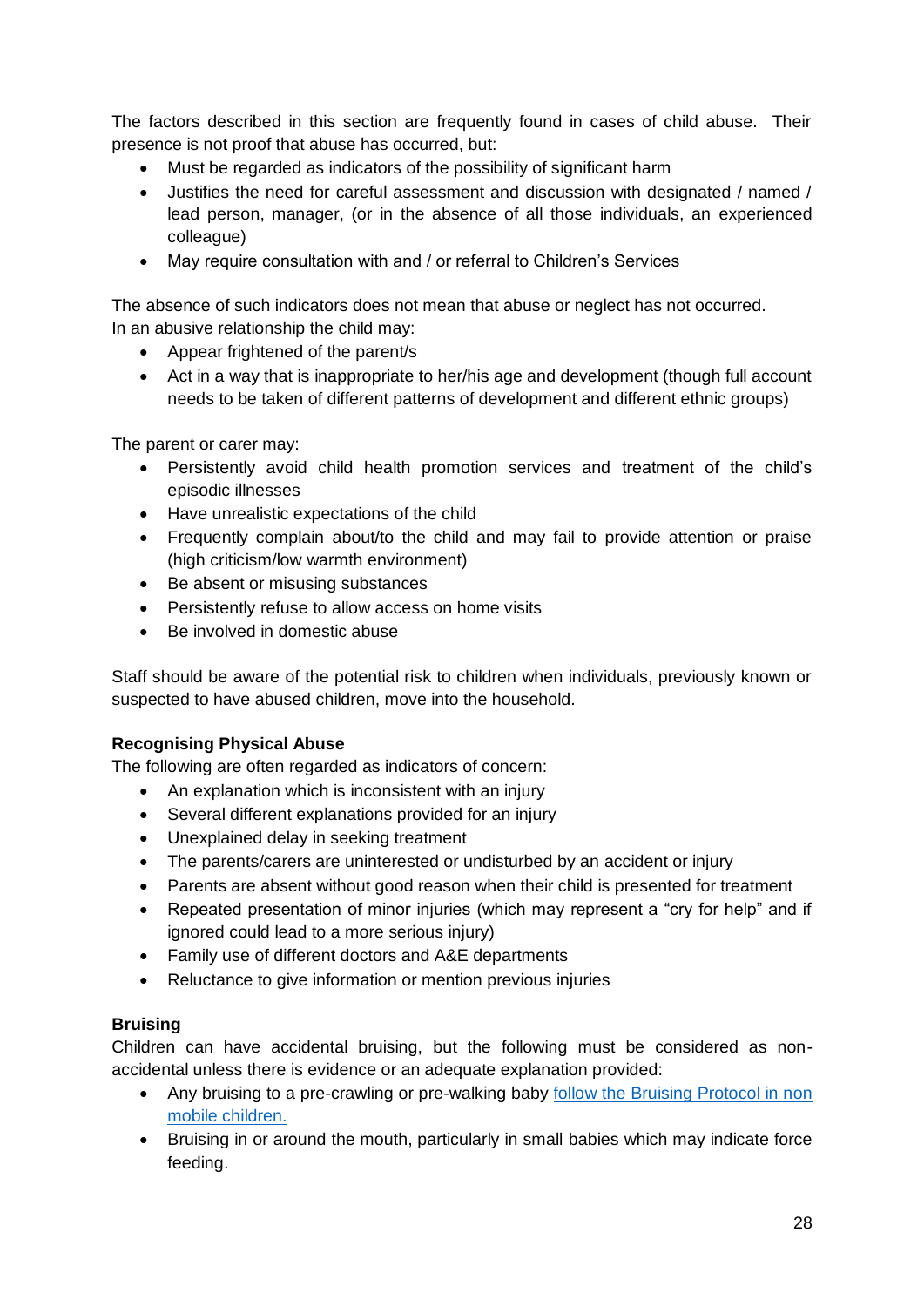The factors described in this section are frequently found in cases of child abuse. Their presence is not proof that abuse has occurred, but:

- Must be regarded as indicators of the possibility of significant harm
- Justifies the need for careful assessment and discussion with designated / named / lead person, manager, (or in the absence of all those individuals, an experienced colleague)
- May require consultation with and / or referral to Children's Services

The absence of such indicators does not mean that abuse or neglect has not occurred.
In an abusive relationship the child may:

- Appear frightened of the parent/s
- Act in a way that is inappropriate to her/his age and development (though full account needs to be taken of different patterns of development and different ethnic groups)

The parent or carer may:

- Persistently avoid child health promotion services and treatment of the child's episodic illnesses
- Have unrealistic expectations of the child
- Frequently complain about/to the child and may fail to provide attention or praise (high criticism/low warmth environment)
- Be absent or misusing substances
- Persistently refuse to allow access on home visits
- Be involved in domestic abuse

Staff should be aware of the potential risk to children when individuals, previously known or suspected to have abused children, move into the household.

**Recognising Physical Abuse**
The following are often regarded as indicators of concern:

- An explanation which is inconsistent with an injury
- Several different explanations provided for an injury
- Unexplained delay in seeking treatment
- The parents/carers are uninterested or undisturbed by an accident or injury
- Parents are absent without good reason when their child is presented for treatment
- Repeated presentation of minor injuries (which may represent a "cry for help" and if ignored could lead to a more serious injury)
- Family use of different doctors and A&E departments
- Reluctance to give information or mention previous injuries

**Bruising**
Children can have accidental bruising, but the following must be considered as non-accidental unless there is evidence or an adequate explanation provided:

- Any bruising to a pre-crawling or pre-walking baby [follow the Bruising Protocol in non mobile children.]
- Bruising in or around the mouth, particularly in small babies which may indicate force feeding.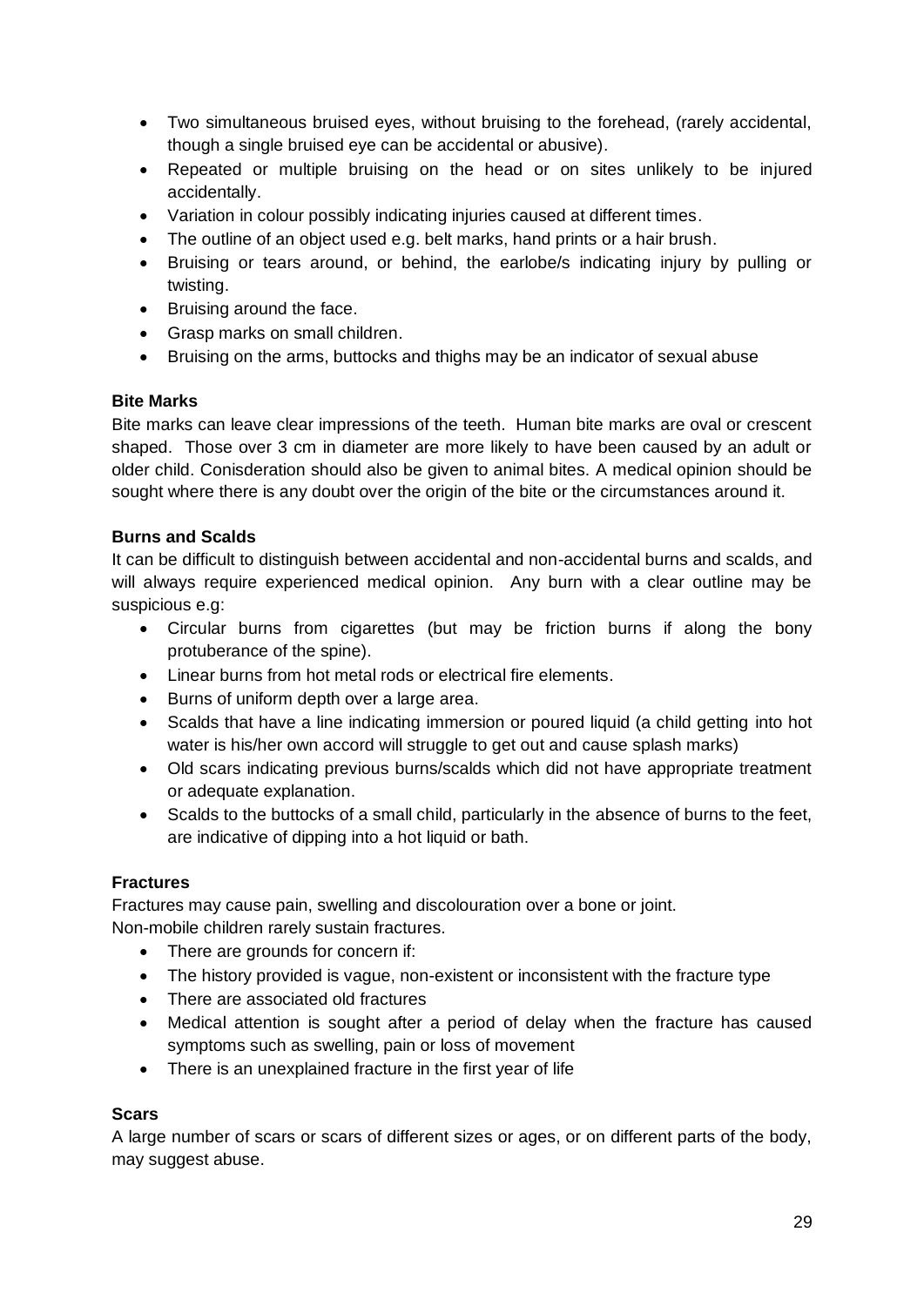- Two simultaneous bruised eyes, without bruising to the forehead, (rarely accidental, though a single bruised eye can be accidental or abusive).
- Repeated or multiple bruising on the head or on sites unlikely to be injured accidentally.
- Variation in colour possibly indicating injuries caused at different times.
- The outline of an object used e.g. belt marks, hand prints or a hair brush.
- Bruising or tears around, or behind, the earlobe/s indicating injury by pulling or twisting.
- Bruising around the face.
- Grasp marks on small children.
- Bruising on the arms, buttocks and thighs may be an indicator of sexual abuse

**Bite Marks**

Bite marks can leave clear impressions of the teeth. Human bite marks are oval or crescent shaped. Those over 3 cm in diameter are more likely to have been caused by an adult or older child. Conisderation should also be given to animal bites. A medical opinion should be sought where there is any doubt over the origin of the bite or the circumstances around it.

**Burns and Scalds**

It can be difficult to distinguish between accidental and non-accidental burns and scalds, and will always require experienced medical opinion. Any burn with a clear outline may be suspicious e.g:

- Circular burns from cigarettes (but may be friction burns if along the bony protuberance of the spine).
- Linear burns from hot metal rods or electrical fire elements.
- Burns of uniform depth over a large area.
- Scalds that have a line indicating immersion or poured liquid (a child getting into hot water is his/her own accord will struggle to get out and cause splash marks)
- Old scars indicating previous burns/scalds which did not have appropriate treatment or adequate explanation.
- Scalds to the buttocks of a small child, particularly in the absence of burns to the feet, are indicative of dipping into a hot liquid or bath.

**Fractures**

Fractures may cause pain, swelling and discolouration over a bone or joint.
Non-mobile children rarely sustain fractures.

- There are grounds for concern if:
- The history provided is vague, non-existent or inconsistent with the fracture type
- There are associated old fractures
- Medical attention is sought after a period of delay when the fracture has caused symptoms such as swelling, pain or loss of movement
- There is an unexplained fracture in the first year of life

**Scars**

A large number of scars or scars of different sizes or ages, or on different parts of the body, may suggest abuse.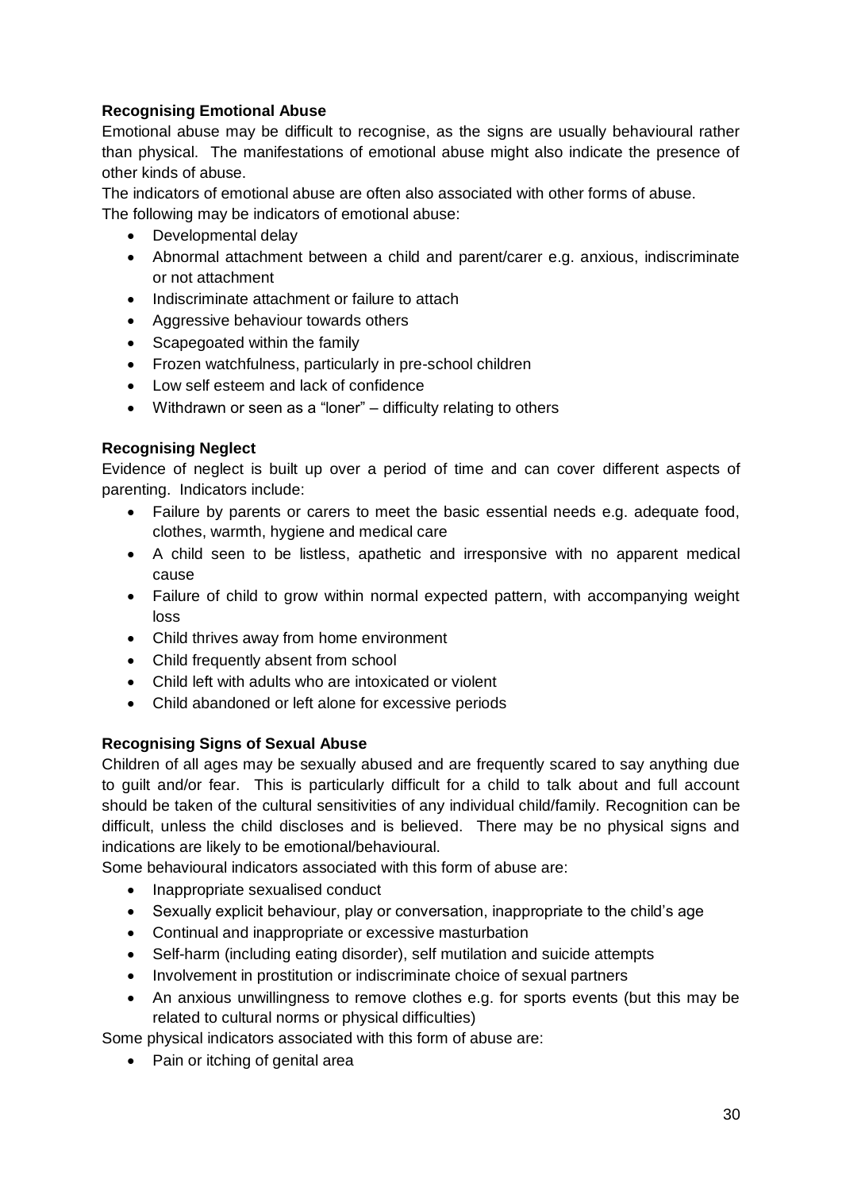**Recognising Emotional Abuse**

Emotional abuse may be difficult to recognise, as the signs are usually behavioural rather than physical. The manifestations of emotional abuse might also indicate the presence of other kinds of abuse.

The indicators of emotional abuse are often also associated with other forms of abuse.

The following may be indicators of emotional abuse:

- Developmental delay
- Abnormal attachment between a child and parent/carer e.g. anxious, indiscriminate or not attachment
- Indiscriminate attachment or failure to attach
- Aggressive behaviour towards others
- Scapegoated within the family
- Frozen watchfulness, particularly in pre-school children
- Low self esteem and lack of confidence
- Withdrawn or seen as a "loner" – difficulty relating to others

**Recognising Neglect**

Evidence of neglect is built up over a period of time and can cover different aspects of parenting. Indicators include:

- Failure by parents or carers to meet the basic essential needs e.g. adequate food, clothes, warmth, hygiene and medical care
- A child seen to be listless, apathetic and irresponsive with no apparent medical cause
- Failure of child to grow within normal expected pattern, with accompanying weight loss
- Child thrives away from home environment
- Child frequently absent from school
- Child left with adults who are intoxicated or violent
- Child abandoned or left alone for excessive periods

**Recognising Signs of Sexual Abuse**

Children of all ages may be sexually abused and are frequently scared to say anything due to guilt and/or fear. This is particularly difficult for a child to talk about and full account should be taken of the cultural sensitivities of any individual child/family. Recognition can be difficult, unless the child discloses and is believed. There may be no physical signs and indications are likely to be emotional/behavioural.

Some behavioural indicators associated with this form of abuse are:

- Inappropriate sexualised conduct
- Sexually explicit behaviour, play or conversation, inappropriate to the child's age
- Continual and inappropriate or excessive masturbation
- Self-harm (including eating disorder), self mutilation and suicide attempts
- Involvement in prostitution or indiscriminate choice of sexual partners
- An anxious unwillingness to remove clothes e.g. for sports events (but this may be related to cultural norms or physical difficulties)

Some physical indicators associated with this form of abuse are:

- Pain or itching of genital area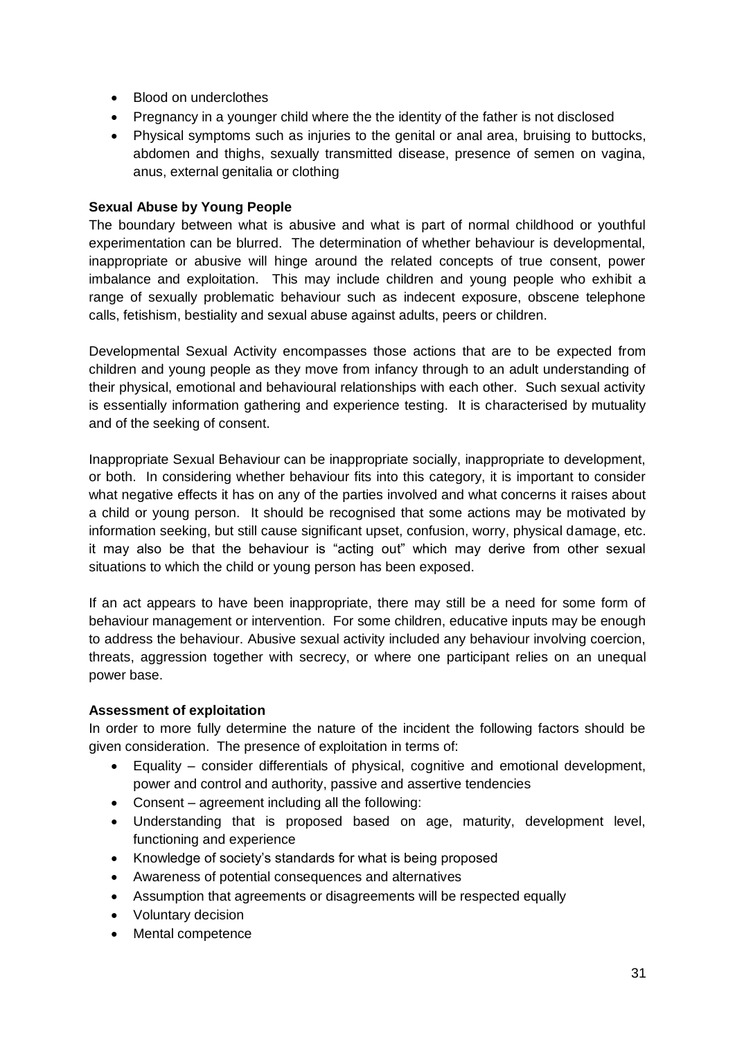- Blood on underclothes
- Pregnancy in a younger child where the the identity of the father is not disclosed
- Physical symptoms such as injuries to the genital or anal area, bruising to buttocks, abdomen and thighs, sexually transmitted disease, presence of semen on vagina, anus, external genitalia or clothing

**Sexual Abuse by Young People**

The boundary between what is abusive and what is part of normal childhood or youthful experimentation can be blurred. The determination of whether behaviour is developmental, inappropriate or abusive will hinge around the related concepts of true consent, power imbalance and exploitation. This may include children and young people who exhibit a range of sexually problematic behaviour such as indecent exposure, obscene telephone calls, fetishism, bestiality and sexual abuse against adults, peers or children.

Developmental Sexual Activity encompasses those actions that are to be expected from children and young people as they move from infancy through to an adult understanding of their physical, emotional and behavioural relationships with each other. Such sexual activity is essentially information gathering and experience testing. It is characterised by mutuality and of the seeking of consent.

Inappropriate Sexual Behaviour can be inappropriate socially, inappropriate to development, or both. In considering whether behaviour fits into this category, it is important to consider what negative effects it has on any of the parties involved and what concerns it raises about a child or young person. It should be recognised that some actions may be motivated by information seeking, but still cause significant upset, confusion, worry, physical damage, etc. it may also be that the behaviour is "acting out" which may derive from other sexual situations to which the child or young person has been exposed.

If an act appears to have been inappropriate, there may still be a need for some form of behaviour management or intervention. For some children, educative inputs may be enough to address the behaviour. Abusive sexual activity included any behaviour involving coercion, threats, aggression together with secrecy, or where one participant relies on an unequal power base.

**Assessment of exploitation**

In order to more fully determine the nature of the incident the following factors should be given consideration. The presence of exploitation in terms of:

- Equality – consider differentials of physical, cognitive and emotional development, power and control and authority, passive and assertive tendencies
- Consent – agreement including all the following:
- Understanding that is proposed based on age, maturity, development level, functioning and experience
- Knowledge of society's standards for what is being proposed
- Awareness of potential consequences and alternatives
- Assumption that agreements or disagreements will be respected equally
- Voluntary decision
- Mental competence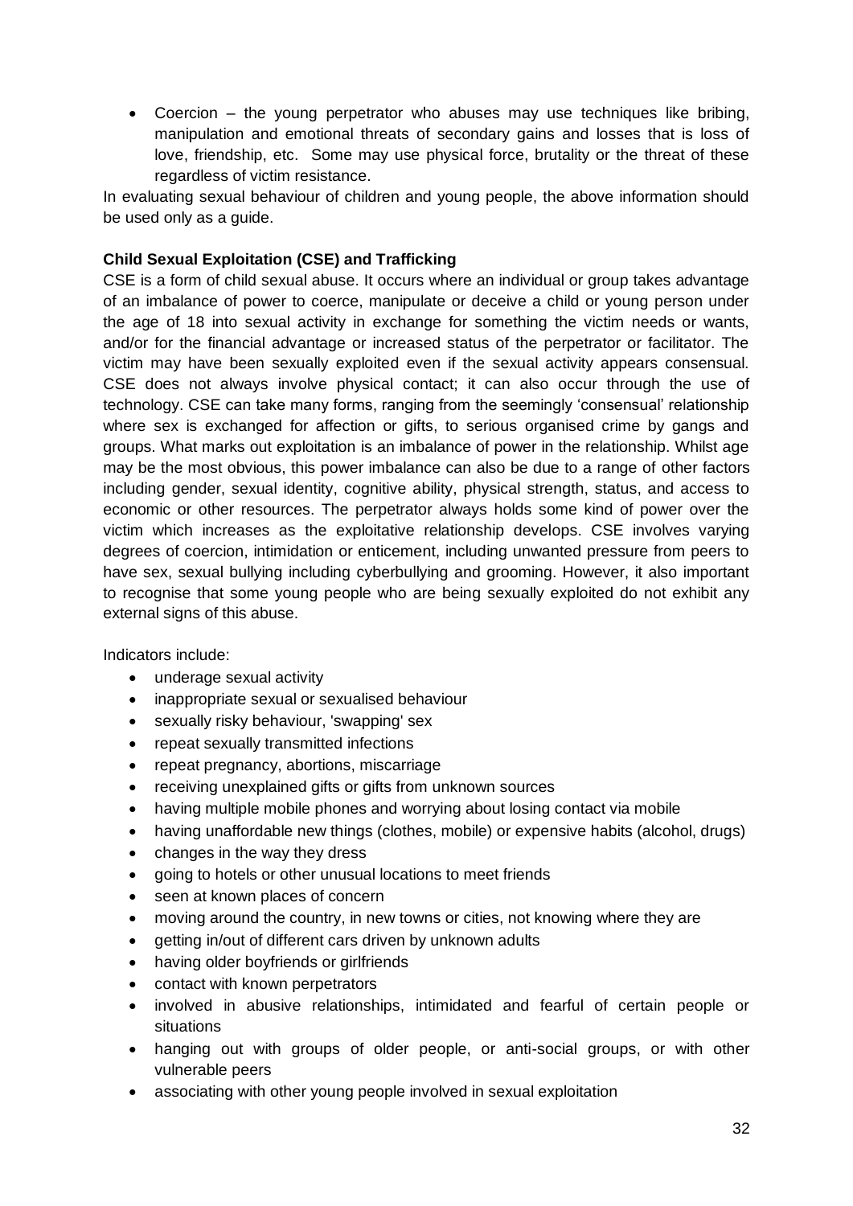- Coercion – the young perpetrator who abuses may use techniques like bribing, manipulation and emotional threats of secondary gains and losses that is loss of love, friendship, etc. Some may use physical force, brutality or the threat of these regardless of victim resistance.

In evaluating sexual behaviour of children and young people, the above information should be used only as a guide.

**Child Sexual Exploitation (CSE) and Trafficking**

CSE is a form of child sexual abuse. It occurs where an individual or group takes advantage of an imbalance of power to coerce, manipulate or deceive a child or young person under the age of 18 into sexual activity in exchange for something the victim needs or wants, and/or for the financial advantage or increased status of the perpetrator or facilitator. The victim may have been sexually exploited even if the sexual activity appears consensual. CSE does not always involve physical contact; it can also occur through the use of technology. CSE can take many forms, ranging from the seemingly 'consensual' relationship where sex is exchanged for affection or gifts, to serious organised crime by gangs and groups. What marks out exploitation is an imbalance of power in the relationship. Whilst age may be the most obvious, this power imbalance can also be due to a range of other factors including gender, sexual identity, cognitive ability, physical strength, status, and access to economic or other resources. The perpetrator always holds some kind of power over the victim which increases as the exploitative relationship develops. CSE involves varying degrees of coercion, intimidation or enticement, including unwanted pressure from peers to have sex, sexual bullying including cyberbullying and grooming. However, it also important to recognise that some young people who are being sexually exploited do not exhibit any external signs of this abuse.

Indicators include:

- underage sexual activity
- inappropriate sexual or sexualised behaviour
- sexually risky behaviour, 'swapping' sex
- repeat sexually transmitted infections
- repeat pregnancy, abortions, miscarriage
- receiving unexplained gifts or gifts from unknown sources
- having multiple mobile phones and worrying about losing contact via mobile
- having unaffordable new things (clothes, mobile) or expensive habits (alcohol, drugs)
- changes in the way they dress
- going to hotels or other unusual locations to meet friends
- seen at known places of concern
- moving around the country, in new towns or cities, not knowing where they are
- getting in/out of different cars driven by unknown adults
- having older boyfriends or girlfriends
- contact with known perpetrators
- involved in abusive relationships, intimidated and fearful of certain people or situations
- hanging out with groups of older people, or anti-social groups, or with other vulnerable peers
- associating with other young people involved in sexual exploitation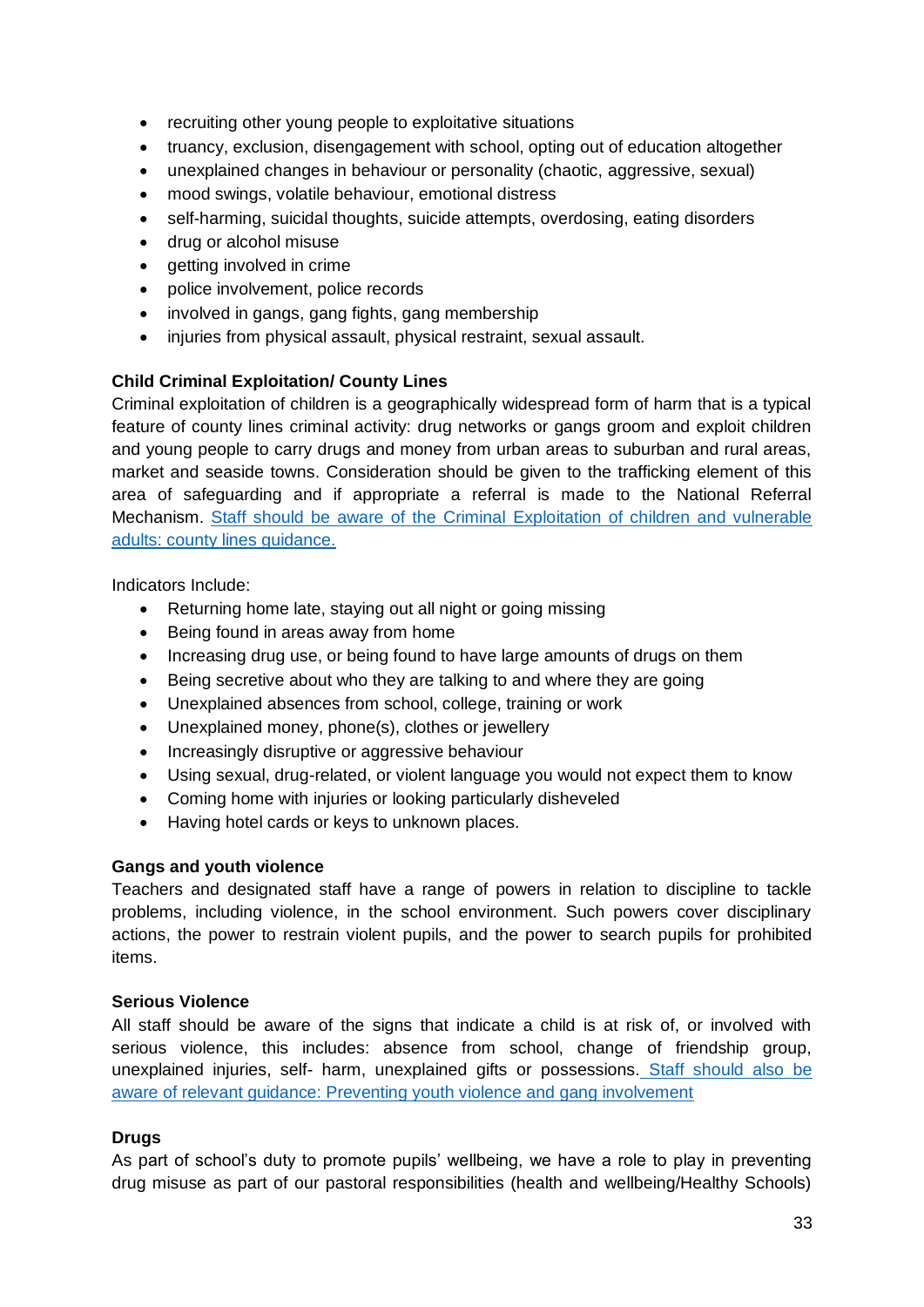- recruiting other young people to exploitative situations
- truancy, exclusion, disengagement with school, opting out of education altogether
- unexplained changes in behaviour or personality (chaotic, aggressive, sexual)
- mood swings, volatile behaviour, emotional distress
- self-harming, suicidal thoughts, suicide attempts, overdosing, eating disorders
- drug or alcohol misuse
- getting involved in crime
- police involvement, police records
- involved in gangs, gang fights, gang membership
- injuries from physical assault, physical restraint, sexual assault.

**Child Criminal Exploitation/ County Lines**

Criminal exploitation of children is a geographically widespread form of harm that is a typical feature of county lines criminal activity: drug networks or gangs groom and exploit children and young people to carry drugs and money from urban areas to suburban and rural areas, market and seaside towns. Consideration should be given to the trafficking element of this area of safeguarding and if appropriate a referral is made to the National Referral Mechanism. Staff should be aware of the Criminal Exploitation of children and vulnerable adults: county lines guidance.

Indicators Include:

- Returning home late, staying out all night or going missing
- Being found in areas away from home
- Increasing drug use, or being found to have large amounts of drugs on them
- Being secretive about who they are talking to and where they are going
- Unexplained absences from school, college, training or work
- Unexplained money, phone(s), clothes or jewellery
- Increasingly disruptive or aggressive behaviour
- Using sexual, drug-related, or violent language you would not expect them to know
- Coming home with injuries or looking particularly disheveled
- Having hotel cards or keys to unknown places.

**Gangs and youth violence**

Teachers and designated staff have a range of powers in relation to discipline to tackle problems, including violence, in the school environment. Such powers cover disciplinary actions, the power to restrain violent pupils, and the power to search pupils for prohibited items.

**Serious Violence**

All staff should be aware of the signs that indicate a child is at risk of, or involved with serious violence, this includes: absence from school, change of friendship group, unexplained injuries, self- harm, unexplained gifts or possessions. Staff should also be aware of relevant guidance: Preventing youth violence and gang involvement

**Drugs**

As part of school's duty to promote pupils' wellbeing, we have a role to play in preventing drug misuse as part of our pastoral responsibilities (health and wellbeing/Healthy Schools)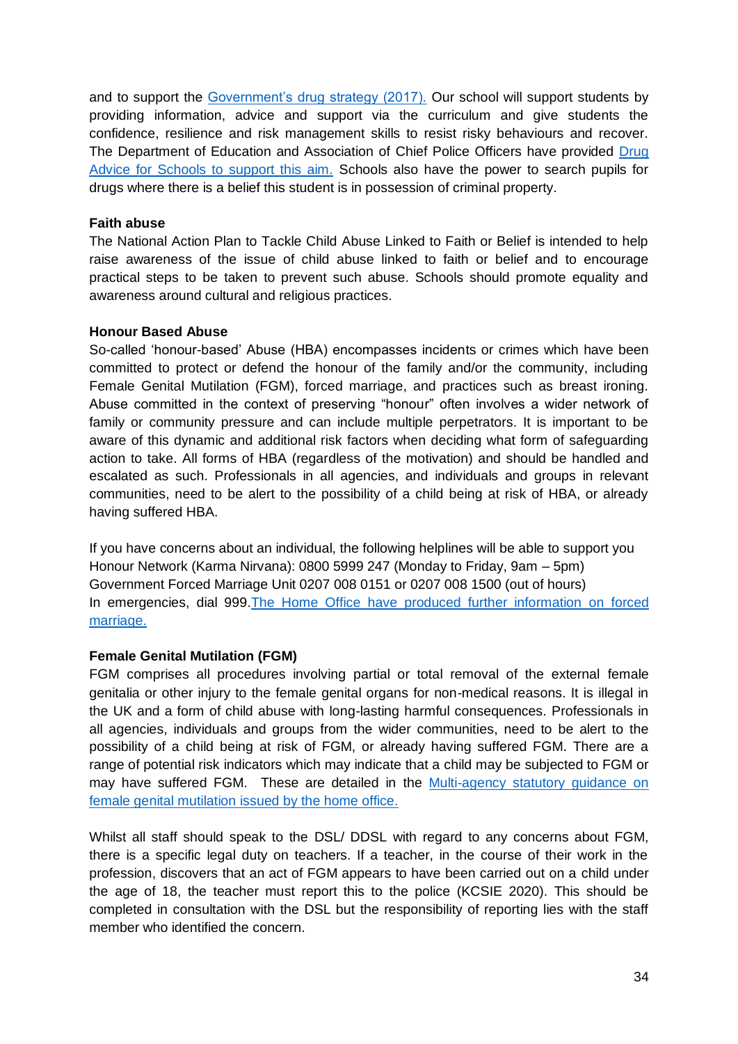and to support the Government's drug strategy (2017). Our school will support students by providing information, advice and support via the curriculum and give students the confidence, resilience and risk management skills to resist risky behaviours and recover. The Department of Education and Association of Chief Police Officers have provided Drug Advice for Schools to support this aim. Schools also have the power to search pupils for drugs where there is a belief this student is in possession of criminal property.

**Faith abuse**

The National Action Plan to Tackle Child Abuse Linked to Faith or Belief is intended to help raise awareness of the issue of child abuse linked to faith or belief and to encourage practical steps to be taken to prevent such abuse. Schools should promote equality and awareness around cultural and religious practices.

**Honour Based Abuse**

So-called 'honour-based' Abuse (HBA) encompasses incidents or crimes which have been committed to protect or defend the honour of the family and/or the community, including Female Genital Mutilation (FGM), forced marriage, and practices such as breast ironing. Abuse committed in the context of preserving "honour" often involves a wider network of family or community pressure and can include multiple perpetrators. It is important to be aware of this dynamic and additional risk factors when deciding what form of safeguarding action to take. All forms of HBA (regardless of the motivation) and should be handled and escalated as such. Professionals in all agencies, and individuals and groups in relevant communities, need to be alert to the possibility of a child being at risk of HBA, or already having suffered HBA.

If you have concerns about an individual, the following helplines will be able to support you
Honour Network (Karma Nirvana): 0800 5999 247 (Monday to Friday, 9am – 5pm)
Government Forced Marriage Unit 0207 008 0151 or 0207 008 1500 (out of hours)
In emergencies, dial 999.The Home Office have produced further information on forced marriage.

**Female Genital Mutilation (FGM)**

FGM comprises all procedures involving partial or total removal of the external female genitalia or other injury to the female genital organs for non-medical reasons. It is illegal in the UK and a form of child abuse with long-lasting harmful consequences. Professionals in all agencies, individuals and groups from the wider communities, need to be alert to the possibility of a child being at risk of FGM, or already having suffered FGM. There are a range of potential risk indicators which may indicate that a child may be subjected to FGM or may have suffered FGM. These are detailed in the Multi-agency statutory guidance on female genital mutilation issued by the home office.

Whilst all staff should speak to the DSL/ DDSL with regard to any concerns about FGM, there is a specific legal duty on teachers. If a teacher, in the course of their work in the profession, discovers that an act of FGM appears to have been carried out on a child under the age of 18, the teacher must report this to the police (KCSIE 2020). This should be completed in consultation with the DSL but the responsibility of reporting lies with the staff member who identified the concern.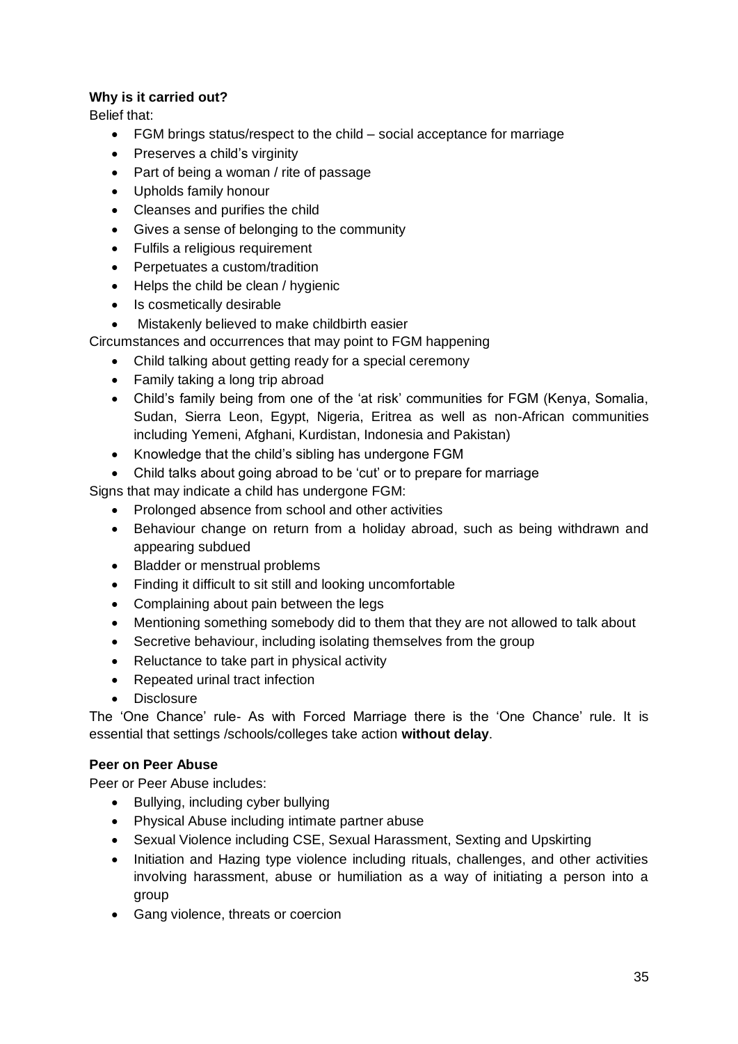**Why is it carried out?**

Belief that:

- FGM brings status/respect to the child – social acceptance for marriage
- Preserves a child's virginity
- Part of being a woman / rite of passage
- Upholds family honour
- Cleanses and purifies the child
- Gives a sense of belonging to the community
- Fulfils a religious requirement
- Perpetuates a custom/tradition
- Helps the child be clean / hygienic
- Is cosmetically desirable
- Mistakenly believed to make childbirth easier

Circumstances and occurrences that may point to FGM happening

- Child talking about getting ready for a special ceremony
- Family taking a long trip abroad
- Child's family being from one of the 'at risk' communities for FGM (Kenya, Somalia, Sudan, Sierra Leon, Egypt, Nigeria, Eritrea as well as non-African communities including Yemeni, Afghani, Kurdistan, Indonesia and Pakistan)
- Knowledge that the child's sibling has undergone FGM
- Child talks about going abroad to be 'cut' or to prepare for marriage

Signs that may indicate a child has undergone FGM:

- Prolonged absence from school and other activities
- Behaviour change on return from a holiday abroad, such as being withdrawn and appearing subdued
- Bladder or menstrual problems
- Finding it difficult to sit still and looking uncomfortable
- Complaining about pain between the legs
- Mentioning something somebody did to them that they are not allowed to talk about
- Secretive behaviour, including isolating themselves from the group
- Reluctance to take part in physical activity
- Repeated urinal tract infection
- Disclosure

The 'One Chance' rule- As with Forced Marriage there is the 'One Chance' rule. It is essential that settings /schools/colleges take action **without delay**.

**Peer on Peer Abuse**

Peer or Peer Abuse includes:

- Bullying, including cyber bullying
- Physical Abuse including intimate partner abuse
- Sexual Violence including CSE, Sexual Harassment, Sexting and Upskirting
- Initiation and Hazing type violence including rituals, challenges, and other activities involving harassment, abuse or humiliation as a way of initiating a person into a group
- Gang violence, threats or coercion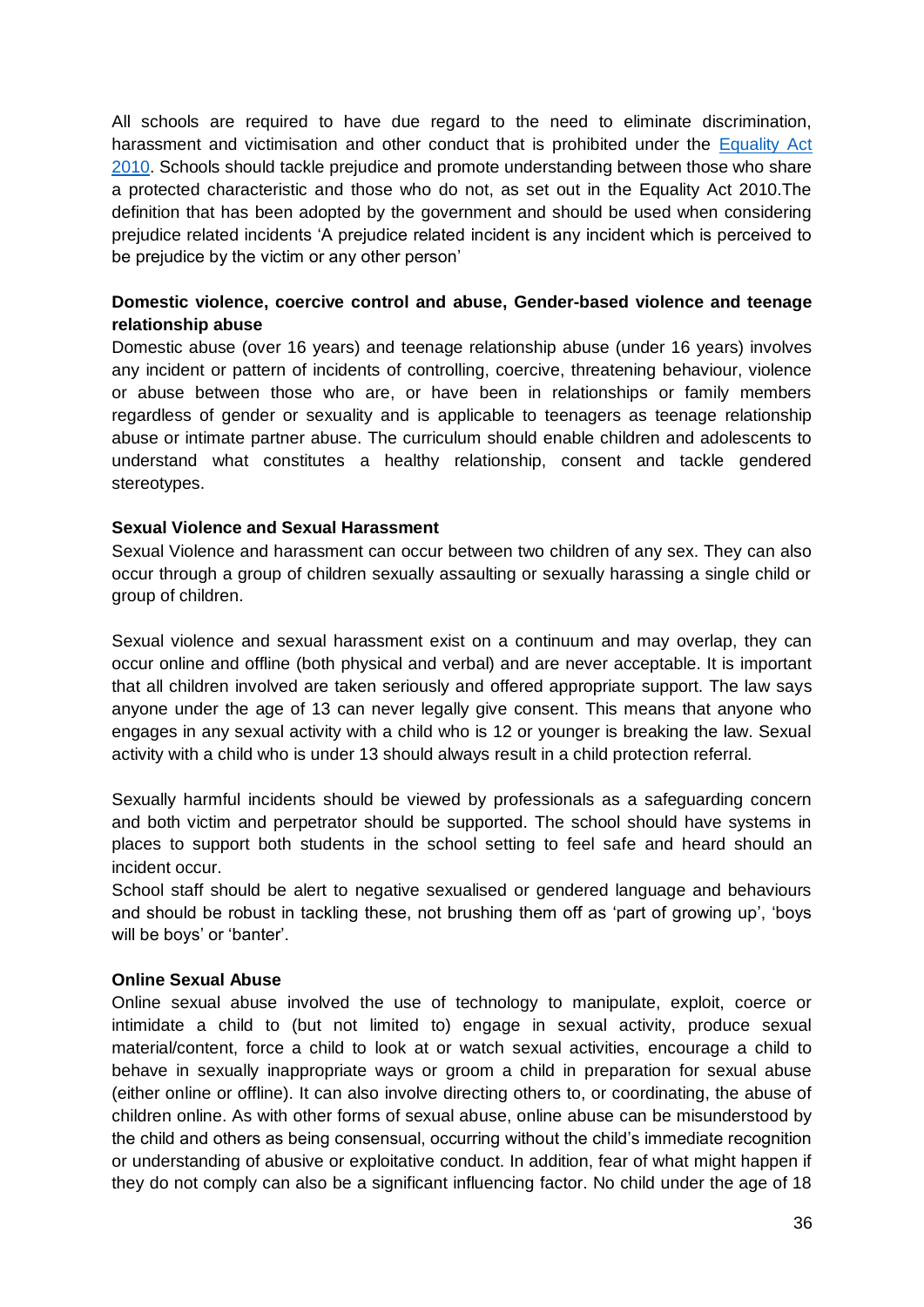All schools are required to have due regard to the need to eliminate discrimination, harassment and victimisation and other conduct that is prohibited under the [Equality Act 2010](). Schools should tackle prejudice and promote understanding between those who share a protected characteristic and those who do not, as set out in the Equality Act 2010.The definition that has been adopted by the government and should be used when considering prejudice related incidents 'A prejudice related incident is any incident which is perceived to be prejudice by the victim or any other person'

**Domestic violence, coercive control and abuse, Gender-based violence and teenage relationship abuse**

Domestic abuse (over 16 years) and teenage relationship abuse (under 16 years) involves any incident or pattern of incidents of controlling, coercive, threatening behaviour, violence or abuse between those who are, or have been in relationships or family members regardless of gender or sexuality and is applicable to teenagers as teenage relationship abuse or intimate partner abuse. The curriculum should enable children and adolescents to understand what constitutes a healthy relationship, consent and tackle gendered stereotypes.

**Sexual Violence and Sexual Harassment**

Sexual Violence and harassment can occur between two children of any sex. They can also occur through a group of children sexually assaulting or sexually harassing a single child or group of children.

Sexual violence and sexual harassment exist on a continuum and may overlap, they can occur online and offline (both physical and verbal) and are never acceptable. It is important that all children involved are taken seriously and offered appropriate support. The law says anyone under the age of 13 can never legally give consent. This means that anyone who engages in any sexual activity with a child who is 12 or younger is breaking the law. Sexual activity with a child who is under 13 should always result in a child protection referral.

Sexually harmful incidents should be viewed by professionals as a safeguarding concern and both victim and perpetrator should be supported. The school should have systems in places to support both students in the school setting to feel safe and heard should an incident occur.

School staff should be alert to negative sexualised or gendered language and behaviours and should be robust in tackling these, not brushing them off as 'part of growing up', 'boys will be boys' or 'banter'.

**Online Sexual Abuse**

Online sexual abuse involved the use of technology to manipulate, exploit, coerce or intimidate a child to (but not limited to) engage in sexual activity, produce sexual material/content, force a child to look at or watch sexual activities, encourage a child to behave in sexually inappropriate ways or groom a child in preparation for sexual abuse (either online or offline). It can also involve directing others to, or coordinating, the abuse of children online. As with other forms of sexual abuse, online abuse can be misunderstood by the child and others as being consensual, occurring without the child's immediate recognition or understanding of abusive or exploitative conduct. In addition, fear of what might happen if they do not comply can also be a significant influencing factor. No child under the age of 18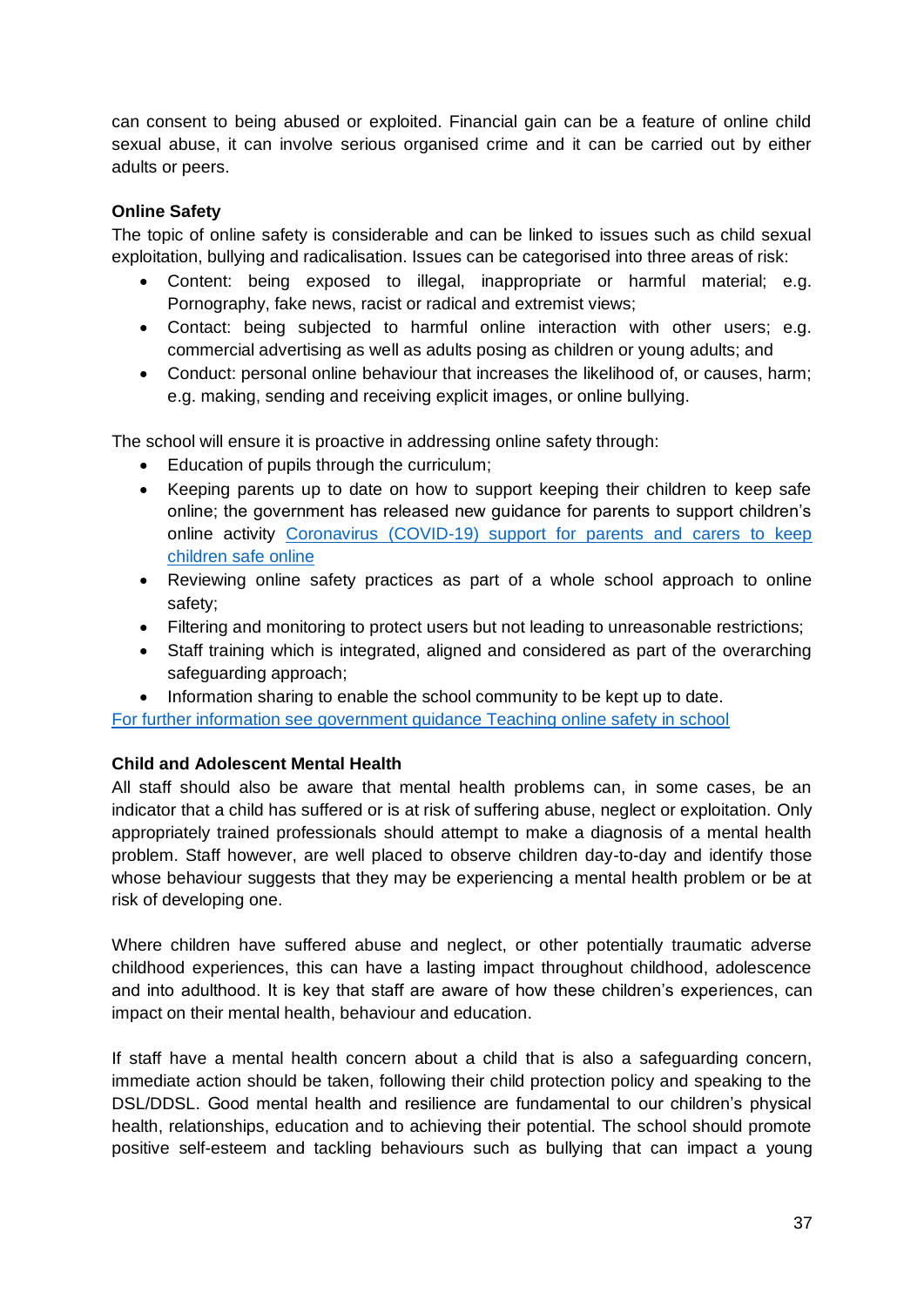can consent to being abused or exploited. Financial gain can be a feature of online child sexual abuse, it can involve serious organised crime and it can be carried out by either adults or peers.

**Online Safety**

The topic of online safety is considerable and can be linked to issues such as child sexual exploitation, bullying and radicalisation. Issues can be categorised into three areas of risk:

- Content: being exposed to illegal, inappropriate or harmful material; e.g. Pornography, fake news, racist or radical and extremist views;
- Contact: being subjected to harmful online interaction with other users; e.g. commercial advertising as well as adults posing as children or young adults; and
- Conduct: personal online behaviour that increases the likelihood of, or causes, harm; e.g. making, sending and receiving explicit images, or online bullying.

The school will ensure it is proactive in addressing online safety through:

- Education of pupils through the curriculum;
- Keeping parents up to date on how to support keeping their children to keep safe online; the government has released new guidance for parents to support children's online activity [Coronavirus (COVID-19) support for parents and carers to keep children safe online]()
- Reviewing online safety practices as part of a whole school approach to online safety;
- Filtering and monitoring to protect users but not leading to unreasonable restrictions;
- Staff training which is integrated, aligned and considered as part of the overarching safeguarding approach;
- Information sharing to enable the school community to be kept up to date.

[For further information see government guidance Teaching online safety in school]()

**Child and Adolescent Mental Health**

All staff should also be aware that mental health problems can, in some cases, be an indicator that a child has suffered or is at risk of suffering abuse, neglect or exploitation. Only appropriately trained professionals should attempt to make a diagnosis of a mental health problem. Staff however, are well placed to observe children day-to-day and identify those whose behaviour suggests that they may be experiencing a mental health problem or be at risk of developing one.

Where children have suffered abuse and neglect, or other potentially traumatic adverse childhood experiences, this can have a lasting impact throughout childhood, adolescence and into adulthood. It is key that staff are aware of how these children's experiences, can impact on their mental health, behaviour and education.

If staff have a mental health concern about a child that is also a safeguarding concern, immediate action should be taken, following their child protection policy and speaking to the DSL/DDSL. Good mental health and resilience are fundamental to our children's physical health, relationships, education and to achieving their potential. The school should promote positive self-esteem and tackling behaviours such as bullying that can impact a young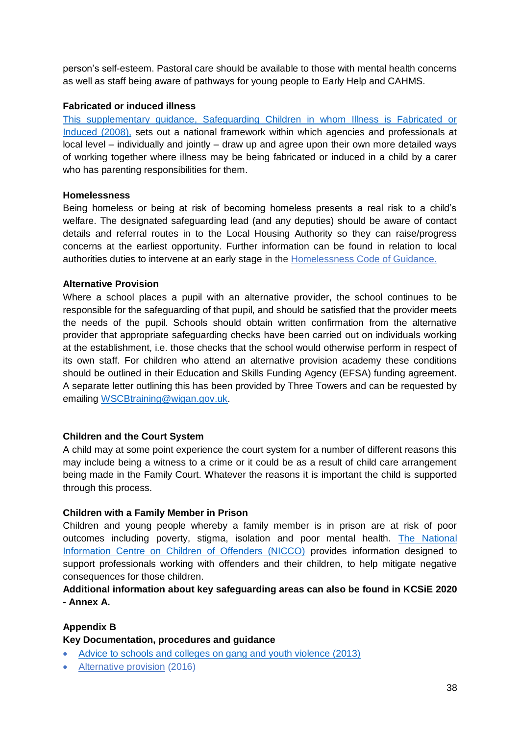person's self-esteem. Pastoral care should be available to those with mental health concerns as well as staff being aware of pathways for young people to Early Help and CAHMS.

**Fabricated or induced illness**

[This supplementary guidance, Safeguarding Children in whom Illness is Fabricated or Induced (2008),](#) sets out a national framework within which agencies and professionals at local level – individually and jointly – draw up and agree upon their own more detailed ways of working together where illness may be being fabricated or induced in a child by a carer who has parenting responsibilities for them.

**Homelessness**

Being homeless or being at risk of becoming homeless presents a real risk to a child's welfare. The designated safeguarding lead (and any deputies) should be aware of contact details and referral routes in to the Local Housing Authority so they can raise/progress concerns at the earliest opportunity. Further information can be found in relation to local authorities duties to intervene at an early stage in the [Homelessness Code of Guidance.](#)

**Alternative Provision**

Where a school places a pupil with an alternative provider, the school continues to be responsible for the safeguarding of that pupil, and should be satisfied that the provider meets the needs of the pupil. Schools should obtain written confirmation from the alternative provider that appropriate safeguarding checks have been carried out on individuals working at the establishment, i.e. those checks that the school would otherwise perform in respect of its own staff. For children who attend an alternative provision academy these conditions should be outlined in their Education and Skills Funding Agency (EFSA) funding agreement. A separate letter outlining this has been provided by Three Towers and can be requested by emailing WSCBtraining@wigan.gov.uk.

**Children and the Court System**

A child may at some point experience the court system for a number of different reasons this may include being a witness to a crime or it could be as a result of child care arrangement being made in the Family Court. Whatever the reasons it is important the child is supported through this process.

**Children with a Family Member in Prison**

Children and young people whereby a family member is in prison are at risk of poor outcomes including poverty, stigma, isolation and poor mental health. [The National Information Centre on Children of Offenders (NICCO)](#) provides information designed to support professionals working with offenders and their children, to help mitigate negative consequences for those children.

**Additional information about key safeguarding areas can also be found in KCSiE 2020 - Annex A.**

**Appendix B**

**Key Documentation, procedures and guidance**

- [Advice to schools and colleges on gang and youth violence (2013)](#)
- [Alternative provision](#) (2016)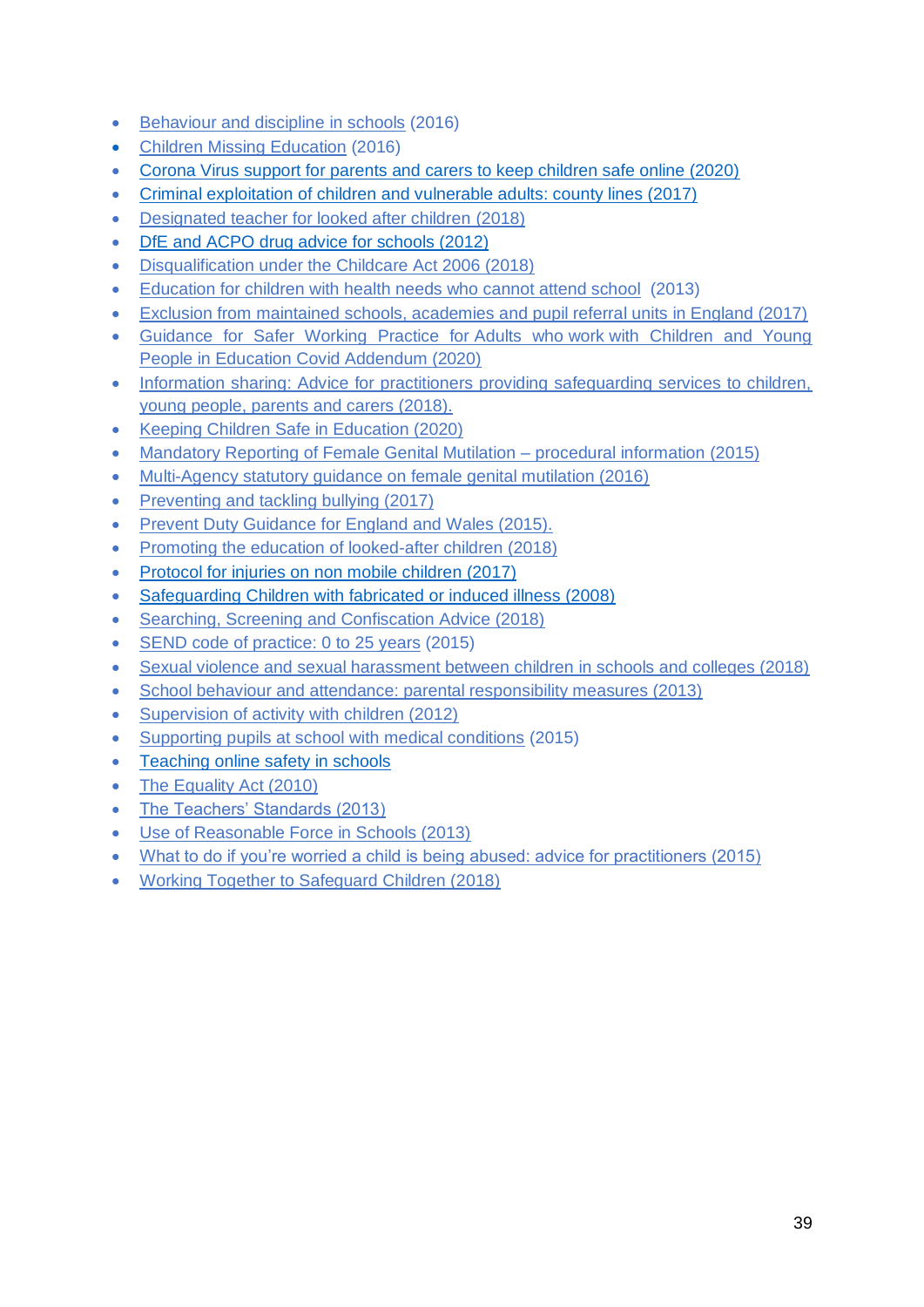- Behaviour and discipline in schools (2016)
- Children Missing Education (2016)
- Corona Virus support for parents and carers to keep children safe online (2020)
- Criminal exploitation of children and vulnerable adults: county lines (2017)
- Designated teacher for looked after children (2018)
- DfE and ACPO drug advice for schools (2012)
- Disqualification under the Childcare Act 2006 (2018)
- Education for children with health needs who cannot attend school (2013)
- Exclusion from maintained schools, academies and pupil referral units in England (2017)
- Guidance for Safer Working Practice for Adults who work with Children and Young People in Education Covid Addendum (2020)
- Information sharing: Advice for practitioners providing safeguarding services to children, young people, parents and carers (2018).
- Keeping Children Safe in Education (2020)
- Mandatory Reporting of Female Genital Mutilation – procedural information (2015)
- Multi-Agency statutory guidance on female genital mutilation (2016)
- Preventing and tackling bullying (2017)
- Prevent Duty Guidance for England and Wales (2015).
- Promoting the education of looked-after children (2018)
- Protocol for injuries on non mobile children (2017)
- Safeguarding Children with fabricated or induced illness (2008)
- Searching, Screening and Confiscation Advice (2018)
- SEND code of practice: 0 to 25 years (2015)
- Sexual violence and sexual harassment between children in schools and colleges (2018)
- School behaviour and attendance: parental responsibility measures (2013)
- Supervision of activity with children (2012)
- Supporting pupils at school with medical conditions (2015)
- Teaching online safety in schools
- The Equality Act (2010)
- The Teachers' Standards (2013)
- Use of Reasonable Force in Schools (2013)
- What to do if you're worried a child is being abused: advice for practitioners (2015)
- Working Together to Safeguard Children (2018)